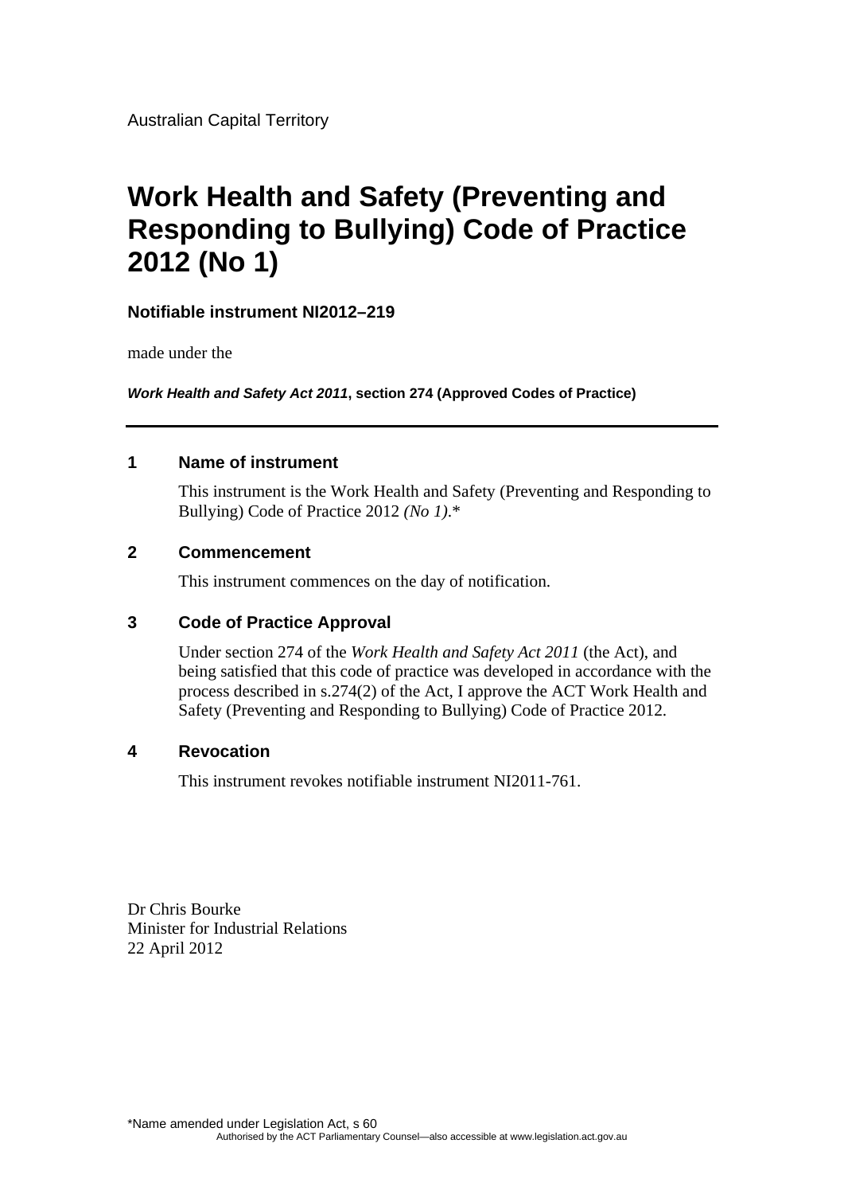Australian Capital Territory

# Work Health and Safety (Preventing and Responding to Bullying) Code of Practice 2012 (No 1)

**Notifiable instrument NI2012–219**

made under the

***Work Health and Safety Act 2011*, section 274 (Approved Codes of Practice)**

---

## 1 Name of instrument

This instrument is the Work Health and Safety (Preventing and Responding to Bullying) Code of Practice 2012 *(No 1)*.*

## 2 Commencement

This instrument commences on the day of notification.

## 3 Code of Practice Approval

Under section 274 of the *Work Health and Safety Act 2011* (the Act), and being satisfied that this code of practice was developed in accordance with the process described in s.274(2) of the Act, I approve the ACT Work Health and Safety (Preventing and Responding to Bullying) Code of Practice 2012.

## 4 Revocation

This instrument revokes notifiable instrument NI2011-761.

Dr Chris Bourke
Minister for Industrial Relations
22 April 2012

*Name amended under Legislation Act, s 60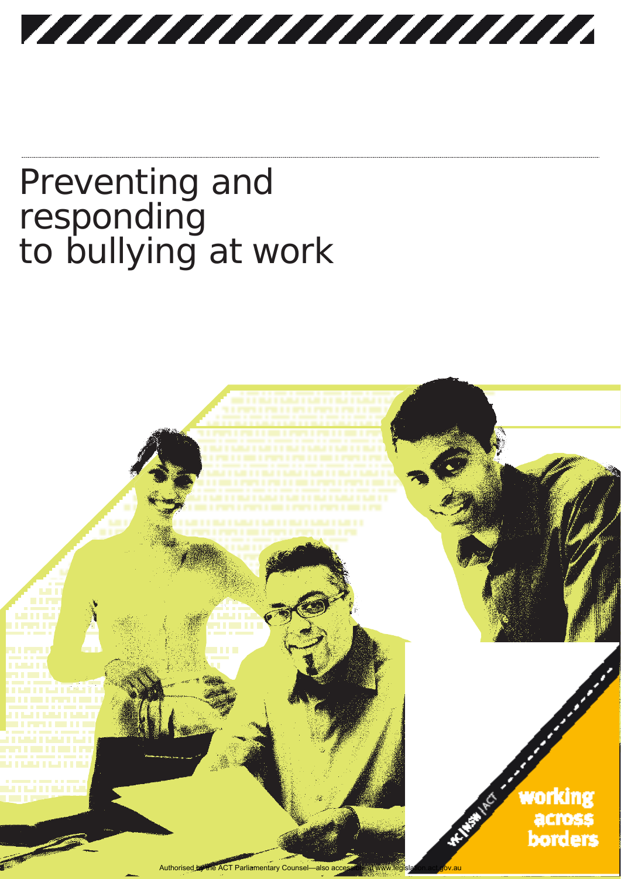# Preventing and responding to bullying at work

working across borders

Authorised by the ACT Parliamentary Counsel—also accessible at www.legislation.act.gov.au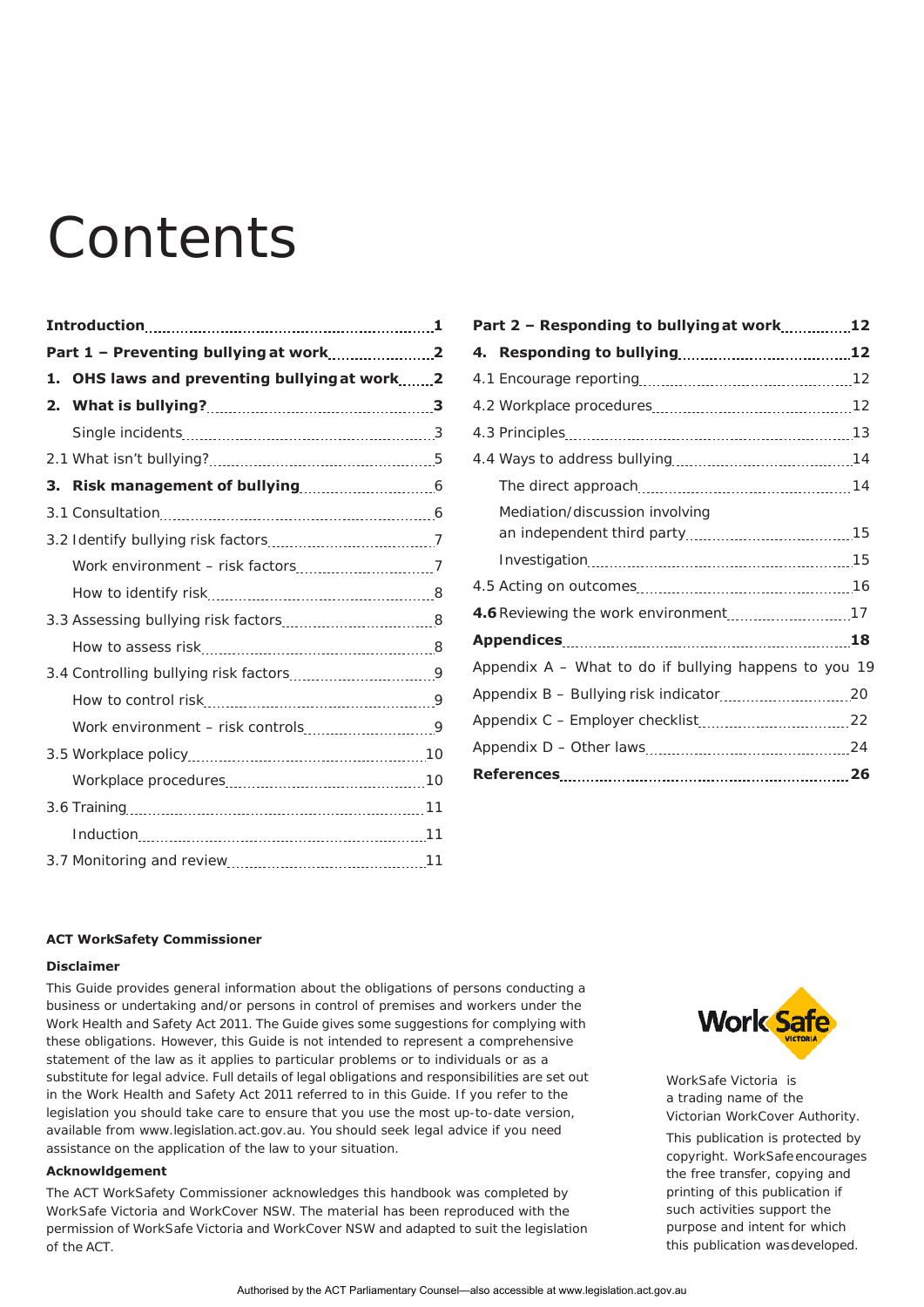# Contents

- **Introduction** ..... **1**
- **Part 1 – Preventing bullying at work** ..... **2**
- **1. OHS laws and preventing bullying at work** ..... **2**
- **2. What is bullying?** ..... **3**
  - Single incidents ..... 3
- 2.1 What isn't bullying? ..... 5
- **3. Risk management of bullying** ..... 6
- 3.1 Consultation ..... 6
- 3.2 Identify bullying risk factors ..... 7
  - Work environment – risk factors ..... 7
  - How to identify risk ..... 8
- 3.3 Assessing bullying risk factors ..... 8
  - How to assess risk ..... 8
- 3.4 Controlling bullying risk factors ..... 9
  - How to control risk ..... 9
  - Work environment – risk controls ..... 9
- 3.5 Workplace policy ..... 10
  - Workplace procedures ..... 10
- 3.6 Training ..... 11
  - Induction ..... 11
- 3.7 Monitoring and review ..... 11
- **Part 2 – Responding to bullying at work** ..... **12**
- **4. Responding to bullying** ..... **12**
- 4.1 Encourage reporting ..... 12
- 4.2 Workplace procedures ..... 12
- 4.3 Principles ..... 13
- 4.4 Ways to address bullying ..... 14
  - The direct approach ..... 14
  - Mediation/discussion involving an independent third party ..... 15
  - Investigation ..... 15
- 4.5 Acting on outcomes ..... 16
- **4.6** Reviewing the work environment ..... 17
- **Appendices** ..... **18**
- Appendix A – What to do if bullying happens to you 19
- Appendix B – Bullying risk indicator ..... 20
- Appendix C – Employer checklist ..... 22
- Appendix D – Other laws ..... 24
- **References** ..... **26**

**ACT WorkSafety Commissioner**

**Disclaimer**

This Guide provides general information about the obligations of persons conducting a business or undertaking and/or persons in control of premises and workers under the Work Health and Safety Act 2011. The Guide gives some suggestions for complying with these obligations. However, this Guide is not intended to represent a comprehensive statement of the law as it applies to particular problems or to individuals or as a substitute for legal advice. Full details of legal obligations and responsibilities are set out in the Work Health and Safety Act 2011 referred to in this Guide. If you refer to the legislation you should take care to ensure that you use the most up-to-date version, available from www.legislation.act.gov.au. You should seek legal advice if you need assistance on the application of the law to your situation.

**Acknowldgement**

The ACT WorkSafety Commissioner acknowledges this handbook was completed by WorkSafe Victoria and WorkCover NSW. The material has been reproduced with the permission of WorkSafe Victoria and WorkCover NSW and adapted to suit the legislation of the ACT.

WorkSafe Victoria is a trading name of the Victorian WorkCover Authority.

This publication is protected by copyright. WorkSafe encourages the free transfer, copying and printing of this publication if such activities support the purpose and intent for which this publication was developed.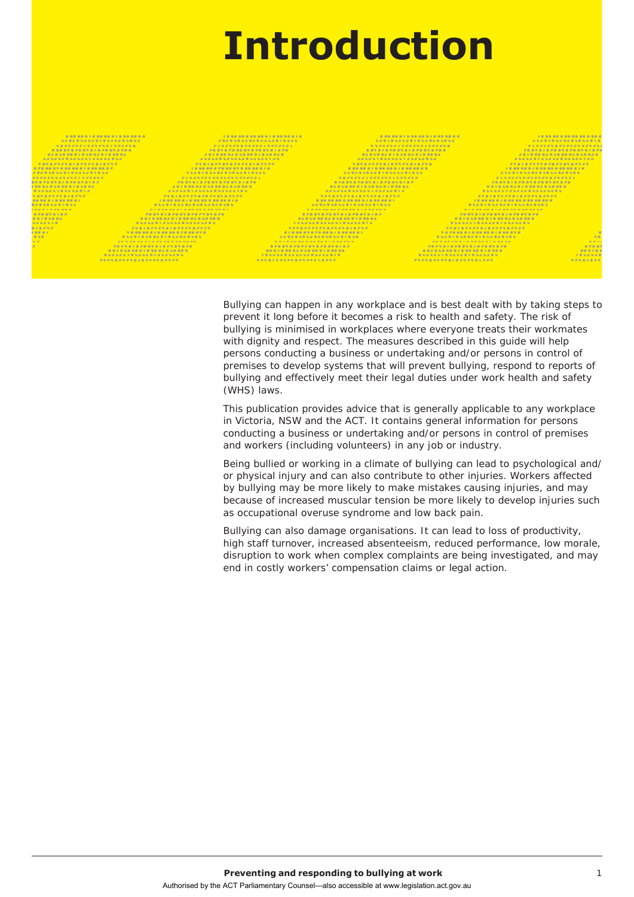# Introduction

Bullying can happen in any workplace and is best dealt with by taking steps to prevent it long before it becomes a risk to health and safety. The risk of bullying is minimised in workplaces where everyone treats their workmates with dignity and respect. The measures described in this guide will help persons conducting a business or undertaking and/or persons in control of premises to develop systems that will prevent bullying, respond to reports of bullying and effectively meet their legal duties under work health and safety (WHS) laws.

This publication provides advice that is generally applicable to any workplace in Victoria, NSW and the ACT. It contains general information for persons conducting a business or undertaking and/or persons in control of premises and workers (including volunteers) in any job or industry.

Being bullied or working in a climate of bullying can lead to psychological and/or physical injury and can also contribute to other injuries. Workers affected by bullying may be more likely to make mistakes causing injuries, and may because of increased muscular tension be more likely to develop injuries such as occupational overuse syndrome and low back pain.

Bullying can also damage organisations. It can lead to loss of productivity, high staff turnover, increased absenteeism, reduced performance, low morale, disruption to work when complex complaints are being investigated, and may end in costly workers' compensation claims or legal action.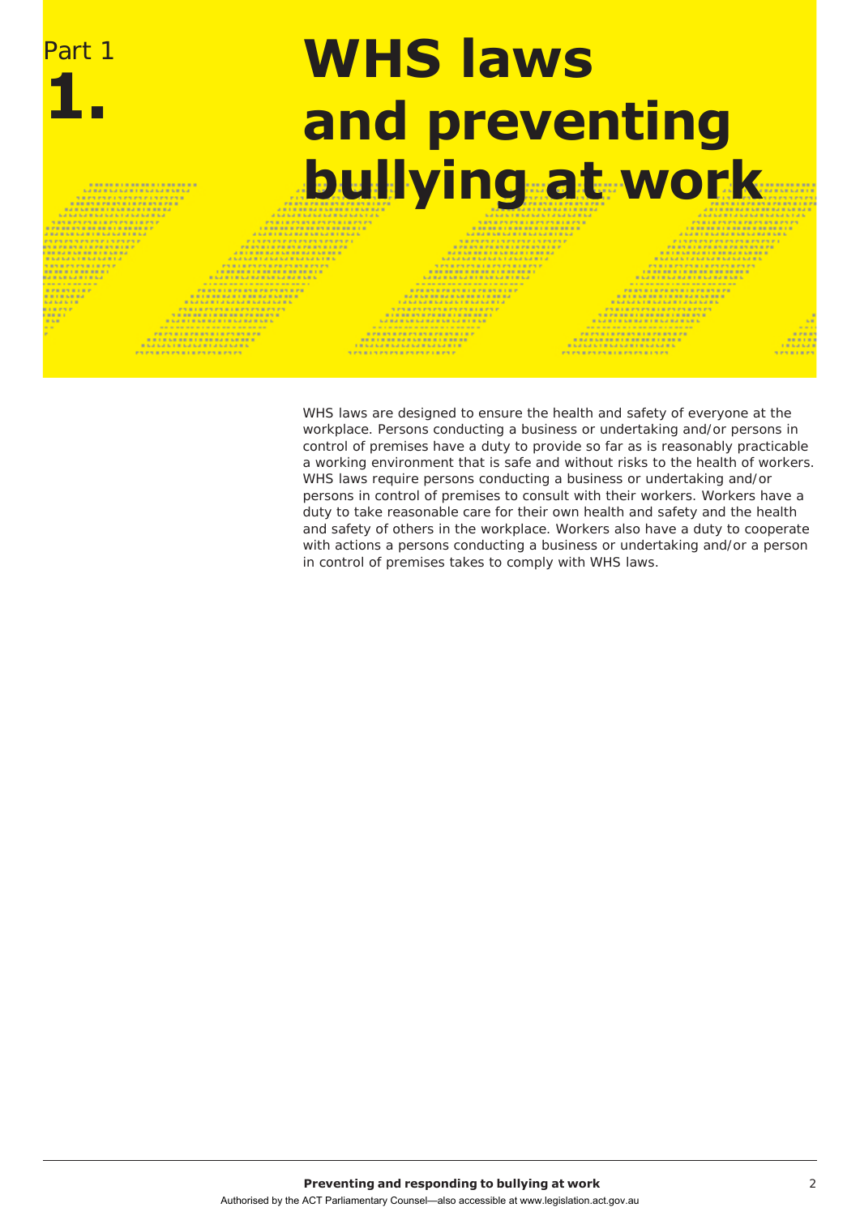Part 1

# 1. WHS laws and preventing bullying at work

WHS laws are designed to ensure the health and safety of everyone at the workplace. Persons conducting a business or undertaking and/or persons in control of premises have a duty to provide so far as is reasonably practicable a working environment that is safe and without risks to the health of workers. WHS laws require persons conducting a business or undertaking and/or persons in control of premises to consult with their workers. Workers have a duty to take reasonable care for their own health and safety and the health and safety of others in the workplace. Workers also have a duty to cooperate with actions a persons conducting a business or undertaking and/or a person in control of premises takes to comply with WHS laws.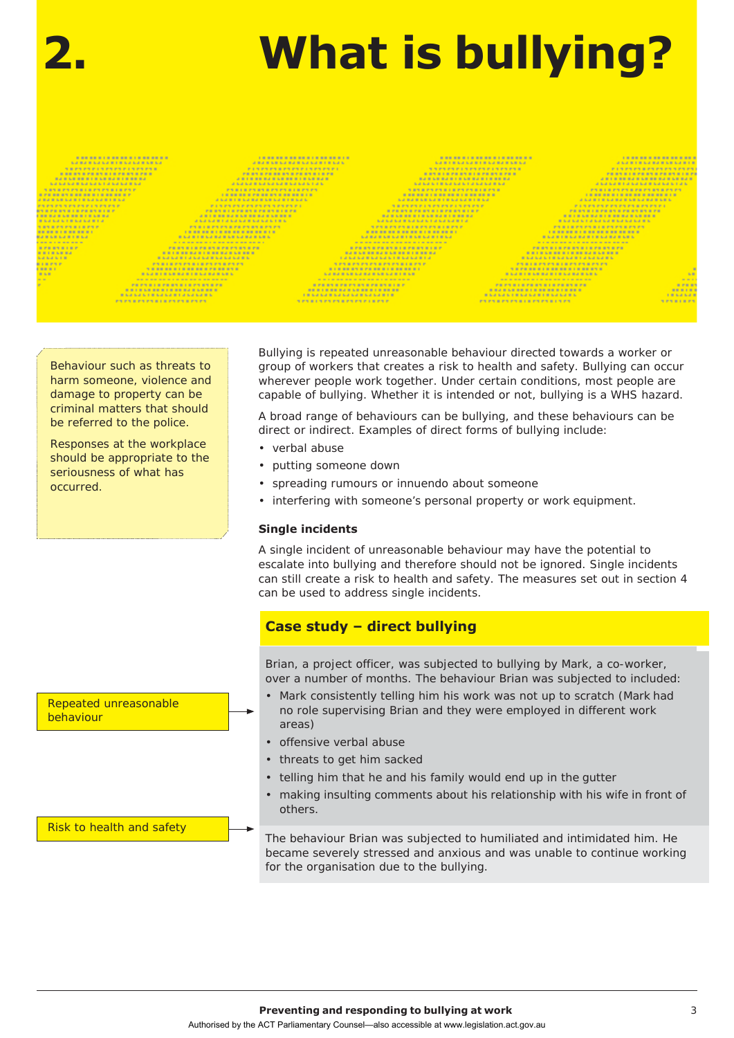# 2. What is bullying?

> Behaviour such as threats to harm someone, violence and damage to property can be criminal matters that should be referred to the police.
>
> Responses at the workplace should be appropriate to the seriousness of what has occurred.

Bullying is repeated unreasonable behaviour directed towards a worker or group of workers that creates a risk to health and safety. Bullying can occur wherever people work together. Under certain conditions, most people are capable of bullying. Whether it is intended or not, bullying is a WHS hazard.

A broad range of behaviours can be bullying, and these behaviours can be direct or indirect. Examples of direct forms of bullying include:

- verbal abuse
- putting someone down
- spreading rumours or innuendo about someone
- interfering with someone's personal property or work equipment.

### Single incidents

A single incident of unreasonable behaviour may have the potential to escalate into bullying and therefore should not be ignored. Single incidents can still create a risk to health and safety. The measures set out in section 4 can be used to address single incidents.

### Case study – direct bullying

Repeated unreasonable behaviour →

Brian, a project officer, was subjected to bullying by Mark, a co-worker, over a number of months. The behaviour Brian was subjected to included:

- Mark consistently telling him his work was not up to scratch (Mark had no role supervising Brian and they were employed in different work areas)
- offensive verbal abuse
- threats to get him sacked
- telling him that he and his family would end up in the gutter
- making insulting comments about his relationship with his wife in front of others.

Risk to health and safety →

The behaviour Brian was subjected to humiliated and intimidated him. He became severely stressed and anxious and was unable to continue working for the organisation due to the bullying.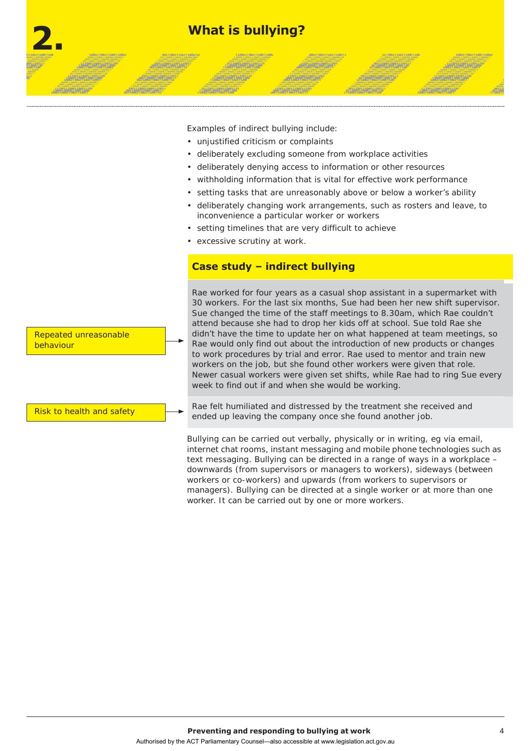# 2. What is bullying?

Examples of indirect bullying include:

- unjustified criticism or complaints
- deliberately excluding someone from workplace activities
- deliberately denying access to information or other resources
- withholding information that is vital for effective work performance
- setting tasks that are unreasonably above or below a worker's ability
- deliberately changing work arrangements, such as rosters and leave, to inconvenience a particular worker or workers
- setting timelines that are very difficult to achieve
- excessive scrutiny at work.

### Case study – indirect bullying

Repeated unreasonable behaviour →

Rae worked for four years as a casual shop assistant in a supermarket with 30 workers. For the last six months, Sue had been her new shift supervisor. Sue changed the time of the staff meetings to 8.30am, which Rae couldn't attend because she had to drop her kids off at school. Sue told Rae she didn't have the time to update her on what happened at team meetings, so Rae would only find out about the introduction of new products or changes to work procedures by trial and error. Rae used to mentor and train new workers on the job, but she found other workers were given that role. Newer casual workers were given set shifts, while Rae had to ring Sue every week to find out if and when she would be working.

Risk to health and safety →

Rae felt humiliated and distressed by the treatment she received and ended up leaving the company once she found another job.

Bullying can be carried out verbally, physically or in writing, eg via email, internet chat rooms, instant messaging and mobile phone technologies such as text messaging. Bullying can be directed in a range of ways in a workplace – downwards (from supervisors or managers to workers), sideways (between workers or co-workers) and upwards (from workers to supervisors or managers). Bullying can be directed at a single worker or at more than one worker. It can be carried out by one or more workers.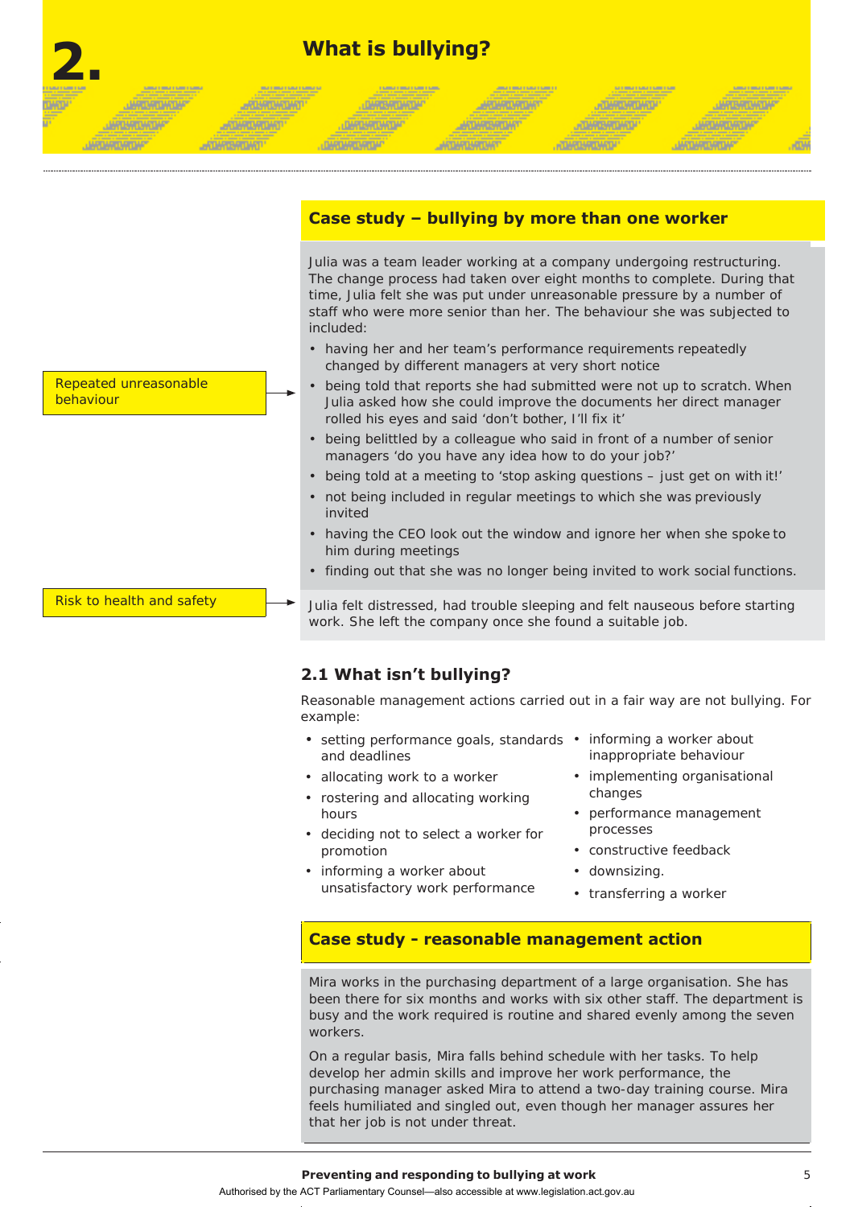# 2. What is bullying?

### Case study – bullying by more than one worker

Julia was a team leader working at a company undergoing restructuring. The change process had taken over eight months to complete. During that time, Julia felt she was put under unreasonable pressure by a number of staff who were more senior than her. The behaviour she was subjected to included:

Repeated unreasonable behaviour →

- having her and her team's performance requirements repeatedly changed by different managers at very short notice
- being told that reports she had submitted were not up to scratch. When Julia asked how she could improve the documents her direct manager rolled his eyes and said 'don't bother, I'll fix it'
- being belittled by a colleague who said in front of a number of senior managers 'do you have any idea how to do your job?'
- being told at a meeting to 'stop asking questions – just get on with it!'
- not being included in regular meetings to which she was previously invited
- having the CEO look out the window and ignore her when she spoke to him during meetings
- finding out that she was no longer being invited to work social functions.

Risk to health and safety →

Julia felt distressed, had trouble sleeping and felt nauseous before starting work. She left the company once she found a suitable job.

## 2.1 What isn't bullying?

Reasonable management actions carried out in a fair way are not bullying. For example:

- setting performance goals, standards and deadlines
- allocating work to a worker
- rostering and allocating working hours
- deciding not to select a worker for promotion
- informing a worker about unsatisfactory work performance
- informing a worker about inappropriate behaviour
- implementing organisational changes
- performance management processes
- constructive feedback
- downsizing.
- transferring a worker

### Case study - reasonable management action

Mira works in the purchasing department of a large organisation. She has been there for six months and works with six other staff. The department is busy and the work required is routine and shared evenly among the seven workers.

On a regular basis, Mira falls behind schedule with her tasks. To help develop her admin skills and improve her work performance, the purchasing manager asked Mira to attend a two-day training course. Mira feels humiliated and singled out, even though her manager assures her that her job is not under threat.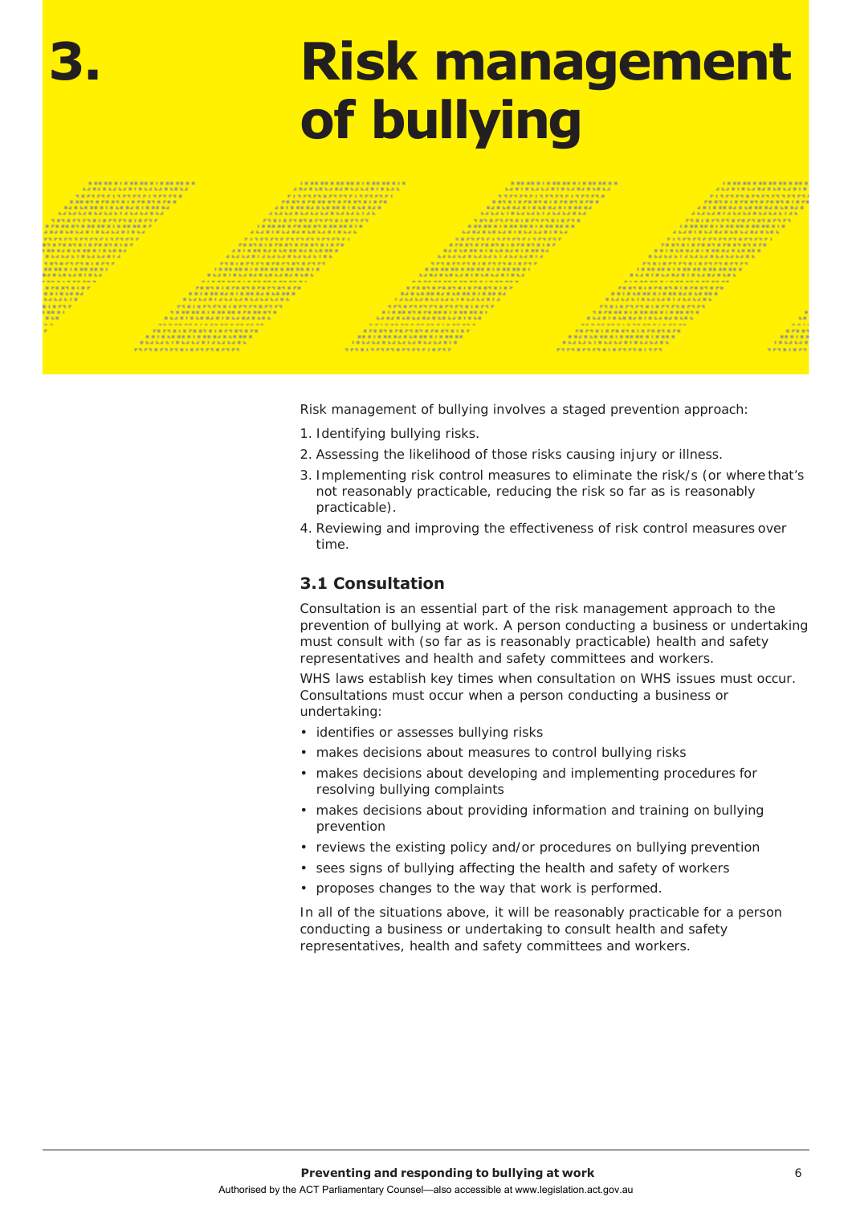# 3. Risk management of bullying

Risk management of bullying involves a staged prevention approach:

1. Identifying bullying risks.
2. Assessing the likelihood of those risks causing injury or illness.
3. Implementing risk control measures to eliminate the risk/s (or where that's not reasonably practicable, reducing the risk so far as is reasonably practicable).
4. Reviewing and improving the effectiveness of risk control measures over time.

## 3.1 Consultation

Consultation is an essential part of the risk management approach to the prevention of bullying at work. A person conducting a business or undertaking must consult with (so far as is reasonably practicable) health and safety representatives and health and safety committees and workers.

WHS laws establish key times when consultation on WHS issues must occur. Consultations must occur when a person conducting a business or undertaking:

- identifies or assesses bullying risks
- makes decisions about measures to control bullying risks
- makes decisions about developing and implementing procedures for resolving bullying complaints
- makes decisions about providing information and training on bullying prevention
- reviews the existing policy and/or procedures on bullying prevention
- sees signs of bullying affecting the health and safety of workers
- proposes changes to the way that work is performed.

In all of the situations above, it will be reasonably practicable for a person conducting a business or undertaking to consult health and safety representatives, health and safety committees and workers.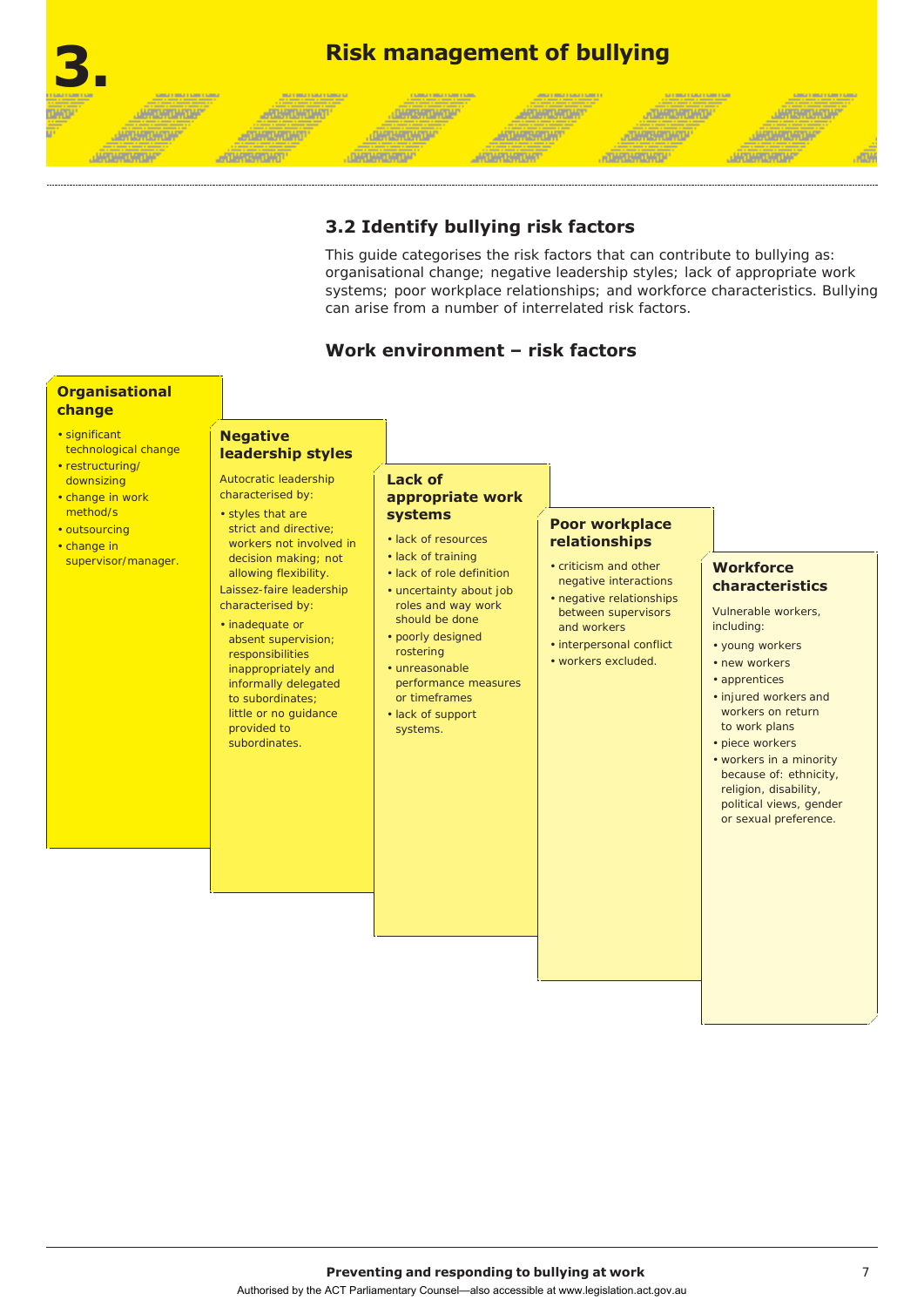# 3. Risk management of bullying

### 3.2 Identify bullying risk factors

This guide categorises the risk factors that can contribute to bullying as: organisational change; negative leadership styles; lack of appropriate work systems; poor workplace relationships; and workforce characteristics. Bullying can arise from a number of interrelated risk factors.

### Work environment – risk factors

#### Organisational change

- significant technological change
- restructuring/downsizing
- change in work method/s
- outsourcing
- change in supervisor/manager.

#### Negative leadership styles

Autocratic leadership characterised by:

- styles that are strict and directive; workers not involved in decision making; not allowing flexibility.

Laissez-faire leadership characterised by:

- inadequate or absent supervision; responsibilities inappropriately and informally delegated to subordinates; little or no guidance provided to subordinates.

#### Lack of appropriate work systems

- lack of resources
- lack of training
- lack of role definition
- uncertainty about job roles and way work should be done
- poorly designed rostering
- unreasonable performance measures or timeframes
- lack of support systems.

#### Poor workplace relationships

- criticism and other negative interactions
- negative relationships between supervisors and workers
- interpersonal conflict
- workers excluded.

#### Workforce characteristics

Vulnerable workers, including:

- young workers
- new workers
- apprentices
- injured workers and workers on return to work plans
- piece workers
- workers in a minority because of: ethnicity, religion, disability, political views, gender or sexual preference.

Authorised by the ACT Parliamentary Counsel—also accessible at www.legislation.act.gov.au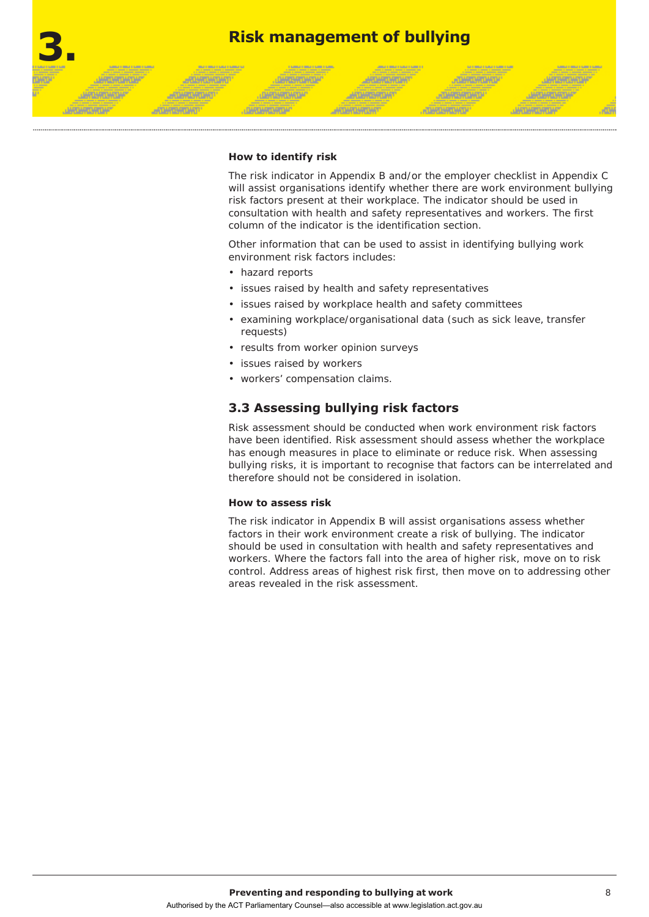#### How to identify risk

The risk indicator in Appendix B and/or the employer checklist in Appendix C will assist organisations identify whether there are work environment bullying risk factors present at their workplace. The indicator should be used in consultation with health and safety representatives and workers. The first column of the indicator is the identification section.

Other information that can be used to assist in identifying bullying work environment risk factors includes:

- hazard reports
- issues raised by health and safety representatives
- issues raised by workplace health and safety committees
- examining workplace/organisational data (such as sick leave, transfer requests)
- results from worker opinion surveys
- issues raised by workers
- workers' compensation claims.

### 3.3 Assessing bullying risk factors

Risk assessment should be conducted when work environment risk factors have been identified. Risk assessment should assess whether the workplace has enough measures in place to eliminate or reduce risk. When assessing bullying risks, it is important to recognise that factors can be interrelated and therefore should not be considered in isolation.

#### How to assess risk

The risk indicator in Appendix B will assist organisations assess whether factors in their work environment create a risk of bullying. The indicator should be used in consultation with health and safety representatives and workers. Where the factors fall into the area of higher risk, move on to risk control. Address areas of highest risk first, then move on to addressing other areas revealed in the risk assessment.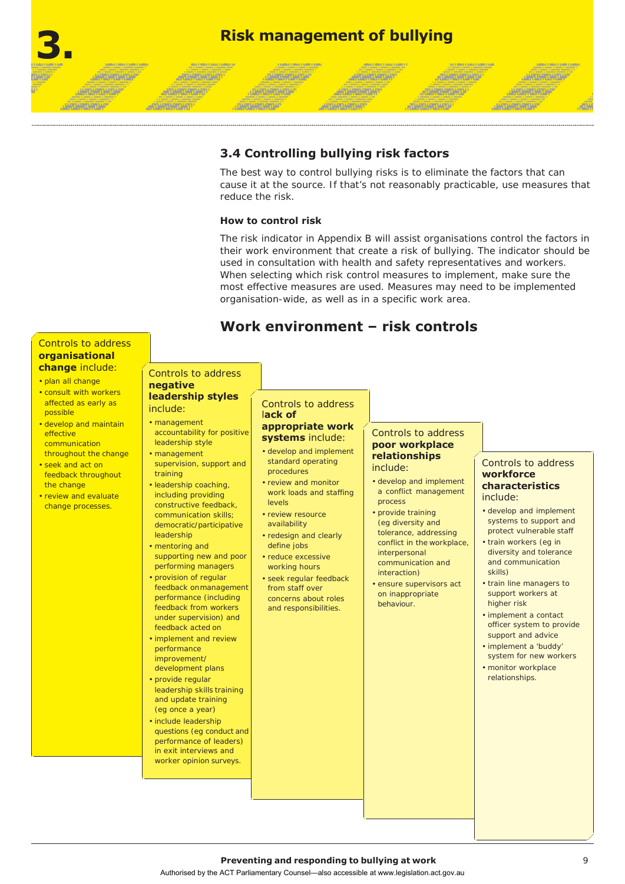# 3. Risk management of bullying

## 3.4 Controlling bullying risk factors

The best way to control bullying risks is to eliminate the factors that can cause it at the source. If that's not reasonably practicable, use measures that reduce the risk.

### How to control risk

The risk indicator in Appendix B will assist organisations control the factors in their work environment that create a risk of bullying. The indicator should be used in consultation with health and safety representatives and workers. When selecting which risk control measures to implement, make sure the most effective measures are used. Measures may need to be implemented organisation-wide, as well as in a specific work area.

## Work environment – risk controls

Controls to address **organisational change** include:

- plan all change
- consult with workers affected as early as possible
- develop and maintain effective communication throughout the change
- seek and act on feedback throughout the change
- review and evaluate change processes.

Controls to address **negative leadership styles** include:

- management accountability for positive leadership style
- management supervision, support and training
- leadership coaching, including providing constructive feedback, communication skills; democratic/participative leadership
- mentoring and supporting new and poor performing managers
- provision of regular feedback on management performance (including feedback from workers under supervision) and feedback acted on
- implement and review performance improvement/development plans
- provide regular leadership skills training and update training (eg once a year)
- include leadership questions (eg conduct and performance of leaders) in exit interviews and worker opinion surveys.

Controls to address **lack of appropriate work systems** include:

- develop and implement standard operating procedures
- review and monitor work loads and staffing levels
- review resource availability
- redesign and clearly define jobs
- reduce excessive working hours
- seek regular feedback from staff over concerns about roles and responsibilities.

Controls to address **poor workplace relationships** include:

- develop and implement a conflict management process
- provide training (eg diversity and tolerance, addressing conflict in the workplace, interpersonal communication and interaction)
- ensure supervisors act on inappropriate behaviour.

Controls to address **workforce characteristics** include:

- develop and implement systems to support and protect vulnerable staff
- train workers (eg in diversity and tolerance and communication skills)
- train line managers to support workers at higher risk
- implement a contact officer system to provide support and advice
- implement a 'buddy' system for new workers
- monitor workplace relationships.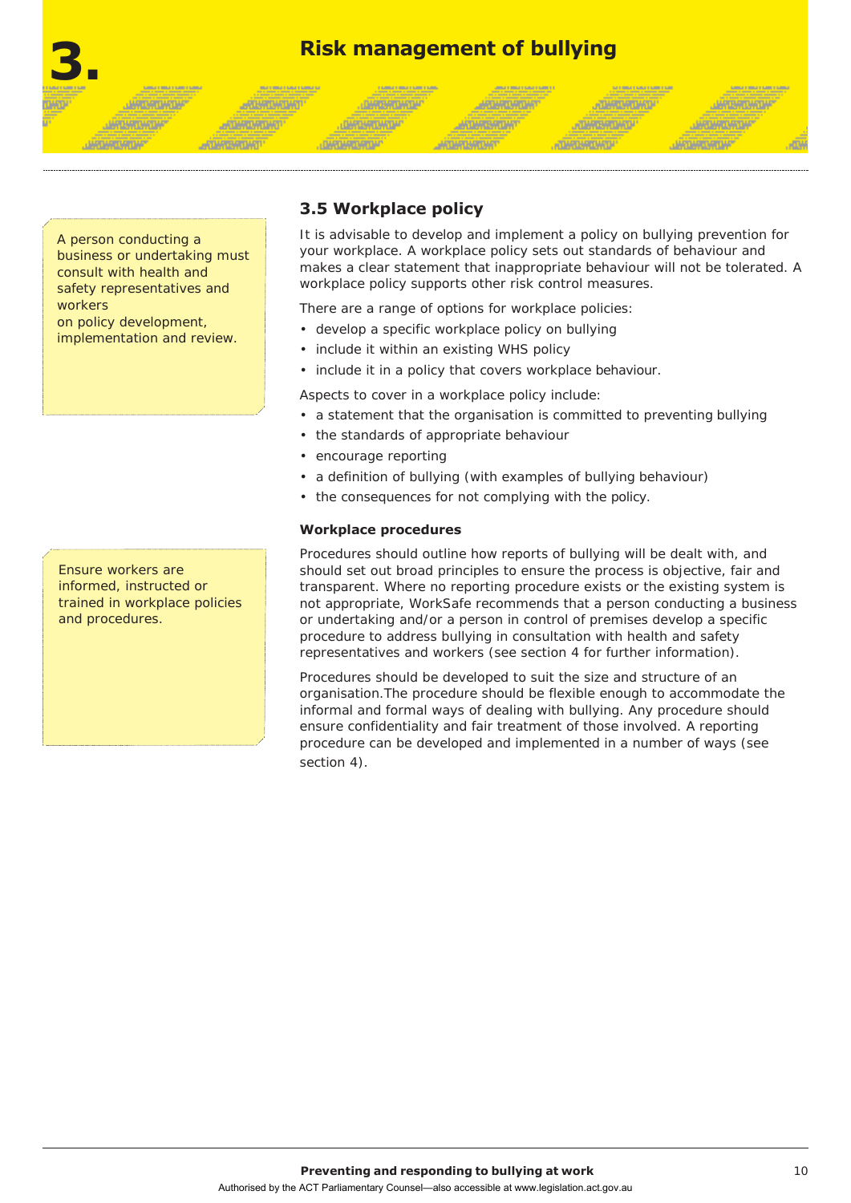# 3. Risk management of bullying

> A person conducting a business or undertaking must consult with health and safety representatives and workers on policy development, implementation and review.

## 3.5 Workplace policy

It is advisable to develop and implement a policy on bullying prevention for your workplace. A workplace policy sets out standards of behaviour and makes a clear statement that inappropriate behaviour will not be tolerated. A workplace policy supports other risk control measures.

There are a range of options for workplace policies:

- develop a specific workplace policy on bullying
- include it within an existing WHS policy
- include it in a policy that covers workplace behaviour.

Aspects to cover in a workplace policy include:

- a statement that the organisation is committed to preventing bullying
- the standards of appropriate behaviour
- encourage reporting
- a definition of bullying (with examples of bullying behaviour)
- the consequences for not complying with the policy.

> Ensure workers are informed, instructed or trained in workplace policies and procedures.

### Workplace procedures

Procedures should outline how reports of bullying will be dealt with, and should set out broad principles to ensure the process is objective, fair and transparent. Where no reporting procedure exists or the existing system is not appropriate, WorkSafe recommends that a person conducting a business or undertaking and/or a person in control of premises develop a specific procedure to address bullying in consultation with health and safety representatives and workers (see section 4 for further information).

Procedures should be developed to suit the size and structure of an organisation.The procedure should be flexible enough to accommodate the informal and formal ways of dealing with bullying. Any procedure should ensure confidentiality and fair treatment of those involved. A reporting procedure can be developed and implemented in a number of ways (see section 4).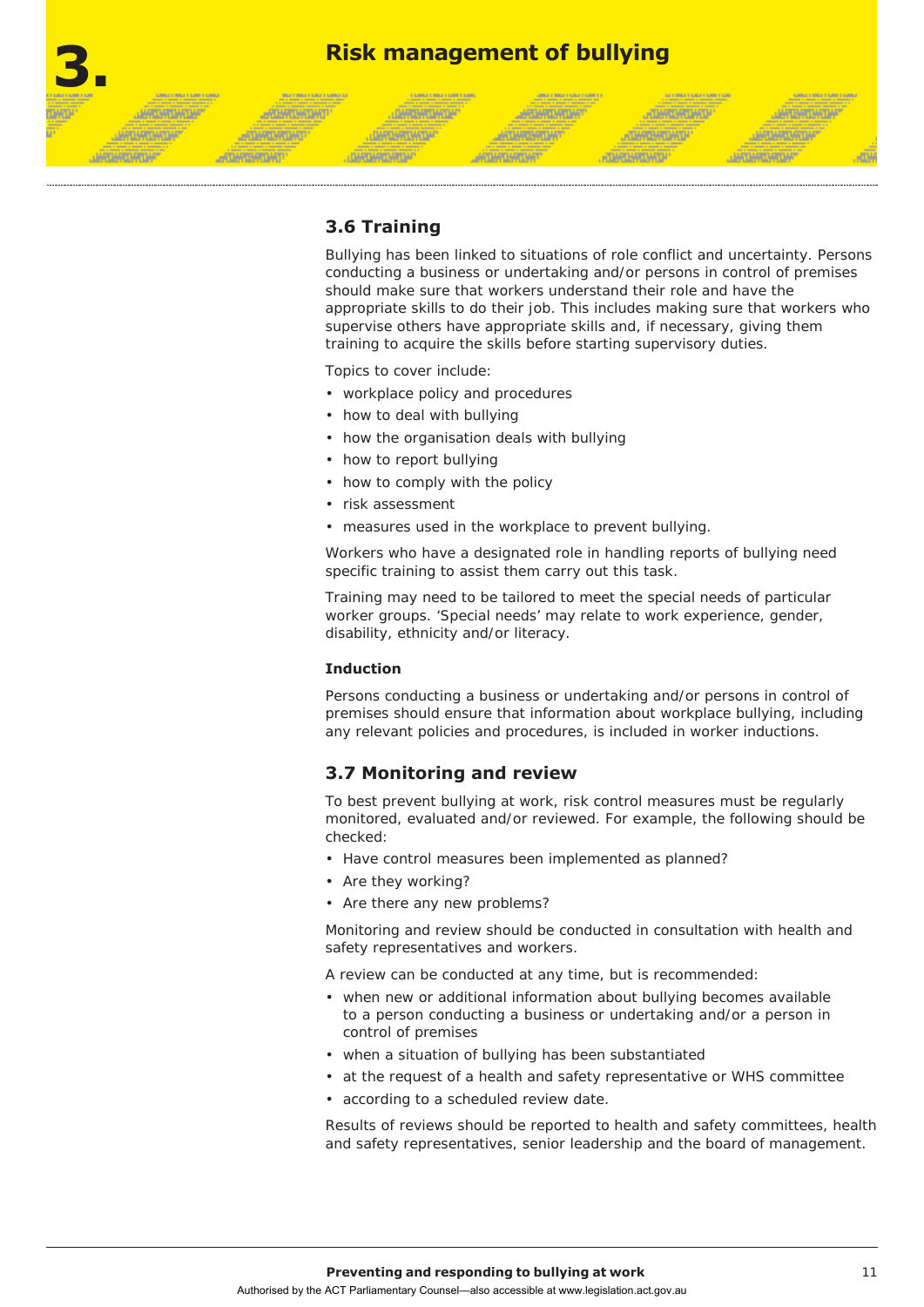# 3. Risk management of bullying

## 3.6 Training

Bullying has been linked to situations of role conflict and uncertainty. Persons conducting a business or undertaking and/or persons in control of premises should make sure that workers understand their role and have the appropriate skills to do their job. This includes making sure that workers who supervise others have appropriate skills and, if necessary, giving them training to acquire the skills before starting supervisory duties.

Topics to cover include:

- workplace policy and procedures
- how to deal with bullying
- how the organisation deals with bullying
- how to report bullying
- how to comply with the policy
- risk assessment
- measures used in the workplace to prevent bullying.

Workers who have a designated role in handling reports of bullying need specific training to assist them carry out this task.

Training may need to be tailored to meet the special needs of particular worker groups. 'Special needs' may relate to work experience, gender, disability, ethnicity and/or literacy.

#### Induction

Persons conducting a business or undertaking and/or persons in control of premises should ensure that information about workplace bullying, including any relevant policies and procedures, is included in worker inductions.

## 3.7 Monitoring and review

To best prevent bullying at work, risk control measures must be regularly monitored, evaluated and/or reviewed. For example, the following should be checked:

- Have control measures been implemented as planned?
- Are they working?
- Are there any new problems?

Monitoring and review should be conducted in consultation with health and safety representatives and workers.

A review can be conducted at any time, but is recommended:

- when new or additional information about bullying becomes available to a person conducting a business or undertaking and/or a person in control of premises
- when a situation of bullying has been substantiated
- at the request of a health and safety representative or WHS committee
- according to a scheduled review date.

Results of reviews should be reported to health and safety committees, health and safety representatives, senior leadership and the board of management.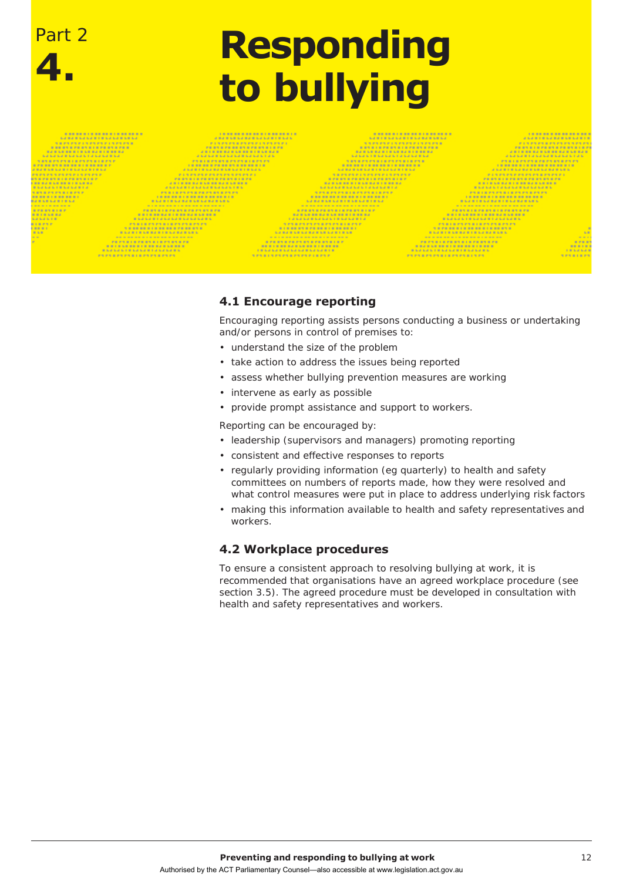Part 2

# 4. Responding to bullying

## 4.1 Encourage reporting

Encouraging reporting assists persons conducting a business or undertaking and/or persons in control of premises to:

- understand the size of the problem
- take action to address the issues being reported
- assess whether bullying prevention measures are working
- intervene as early as possible
- provide prompt assistance and support to workers.

Reporting can be encouraged by:

- leadership (supervisors and managers) promoting reporting
- consistent and effective responses to reports
- regularly providing information (eg quarterly) to health and safety committees on numbers of reports made, how they were resolved and what control measures were put in place to address underlying risk factors
- making this information available to health and safety representatives and workers.

## 4.2 Workplace procedures

To ensure a consistent approach to resolving bullying at work, it is recommended that organisations have an agreed workplace procedure (see section 3.5). The agreed procedure must be developed in consultation with health and safety representatives and workers.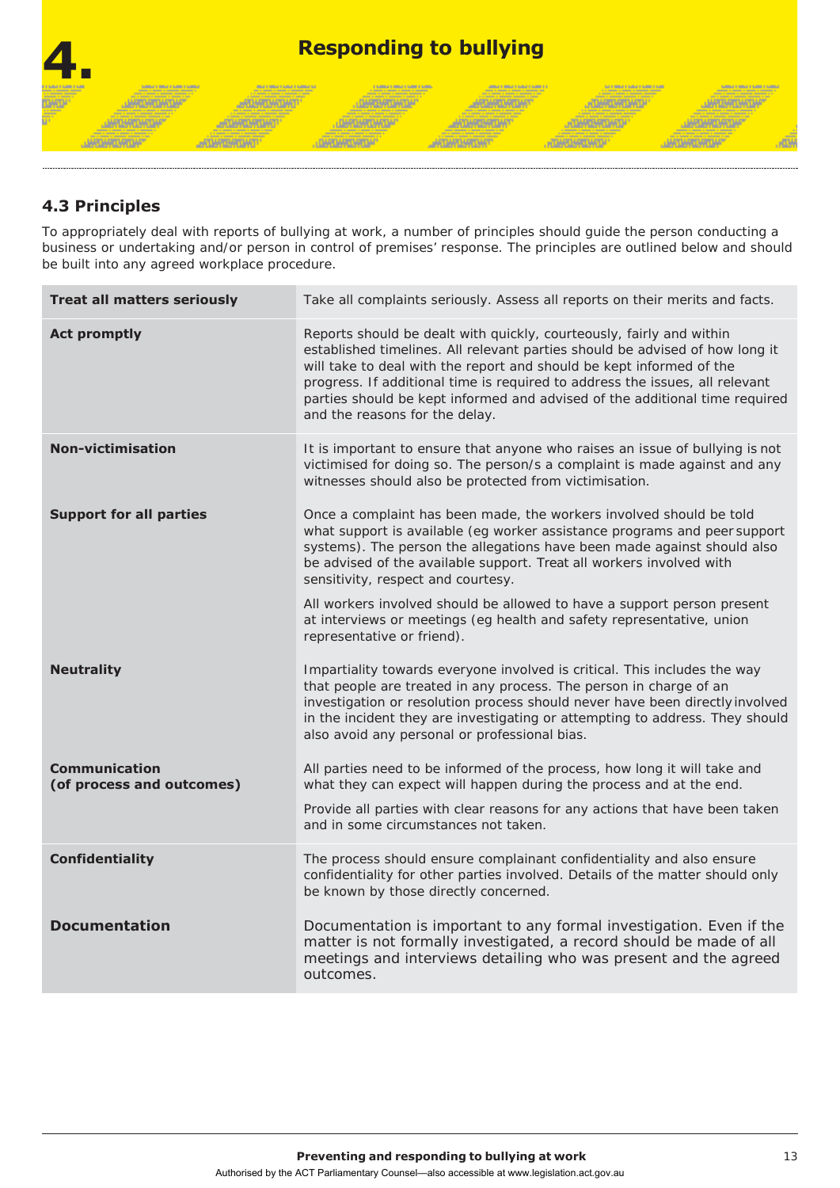# 4. Responding to bullying

## 4.3 Principles

To appropriately deal with reports of bullying at work, a number of principles should guide the person conducting a business or undertaking and/or person in control of premises' response. The principles are outlined below and should be built into any agreed workplace procedure.

| | |
|---|---|
| **Treat all matters seriously** | Take all complaints seriously. Assess all reports on their merits and facts. |
| **Act promptly** | Reports should be dealt with quickly, courteously, fairly and within established timelines. All relevant parties should be advised of how long it will take to deal with the report and should be kept informed of the progress. If additional time is required to address the issues, all relevant parties should be kept informed and advised of the additional time required and the reasons for the delay. |
| **Non-victimisation** | It is important to ensure that anyone who raises an issue of bullying is not victimised for doing so. The person/s a complaint is made against and any witnesses should also be protected from victimisation. |
| **Support for all parties** | Once a complaint has been made, the workers involved should be told what support is available (eg worker assistance programs and peer support systems). The person the allegations have been made against should also be advised of the available support. Treat all workers involved with sensitivity, respect and courtesy.<br><br>All workers involved should be allowed to have a support person present at interviews or meetings (eg health and safety representative, union representative or friend). |
| **Neutrality** | Impartiality towards everyone involved is critical. This includes the way that people are treated in any process. The person in charge of an investigation or resolution process should never have been directly involved in the incident they are investigating or attempting to address. They should also avoid any personal or professional bias. |
| **Communication (of process and outcomes)** | All parties need to be informed of the process, how long it will take and what they can expect will happen during the process and at the end.<br><br>Provide all parties with clear reasons for any actions that have been taken and in some circumstances not taken. |
| **Confidentiality** | The process should ensure complainant confidentiality and also ensure confidentiality for other parties involved. Details of the matter should only be known by those directly concerned. |
| **Documentation** | Documentation is important to any formal investigation. Even if the matter is not formally investigated, a record should be made of all meetings and interviews detailing who was present and the agreed outcomes. |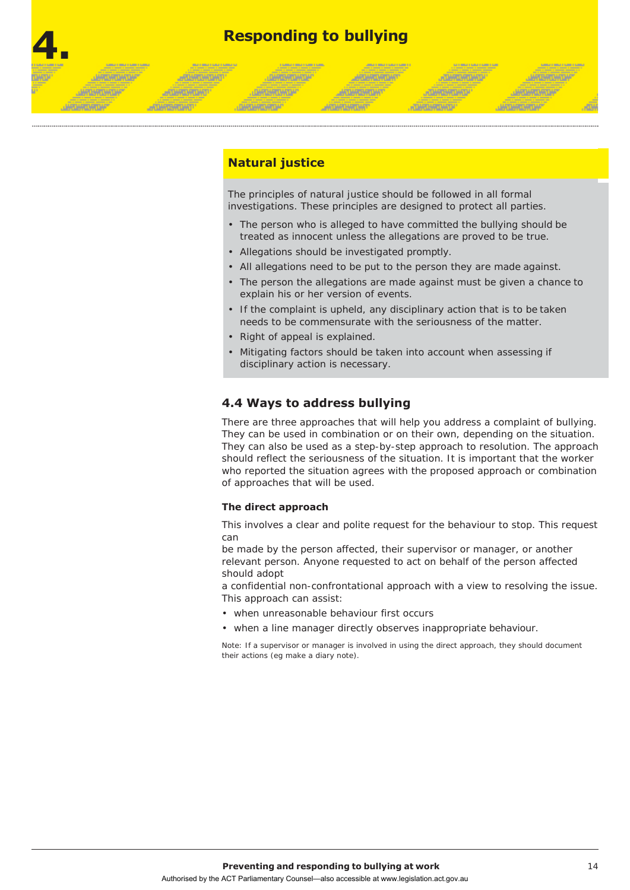# 4. Responding to bullying

### Natural justice

The principles of natural justice should be followed in all formal investigations. These principles are designed to protect all parties.

- The person who is alleged to have committed the bullying should be treated as innocent unless the allegations are proved to be true.
- Allegations should be investigated promptly.
- All allegations need to be put to the person they are made against.
- The person the allegations are made against must be given a chance to explain his or her version of events.
- If the complaint is upheld, any disciplinary action that is to be taken needs to be commensurate with the seriousness of the matter.
- Right of appeal is explained.
- Mitigating factors should be taken into account when assessing if disciplinary action is necessary.

## 4.4 Ways to address bullying

There are three approaches that will help you address a complaint of bullying. They can be used in combination or on their own, depending on the situation. They can also be used as a step-by-step approach to resolution. The approach should reflect the seriousness of the situation. It is important that the worker who reported the situation agrees with the proposed approach or combination of approaches that will be used.

**The direct approach**

This involves a clear and polite request for the behaviour to stop. This request can be made by the person affected, their supervisor or manager, or another relevant person. Anyone requested to act on behalf of the person affected should adopt a confidential non-confrontational approach with a view to resolving the issue. This approach can assist:

- when unreasonable behaviour first occurs
- when a line manager directly observes inappropriate behaviour.

Note: If a supervisor or manager is involved in using the direct approach, they should document their actions (eg make a diary note).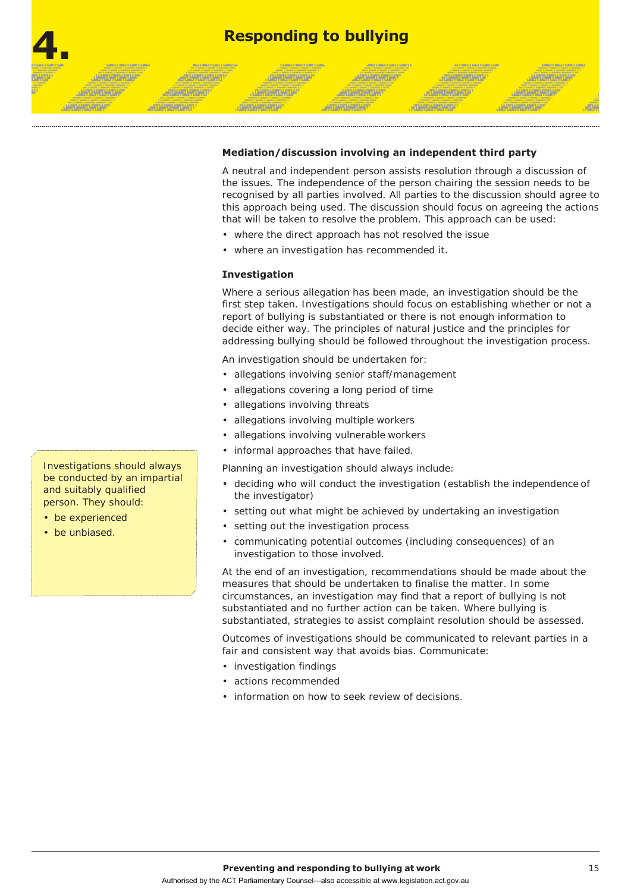# 4. Responding to bullying

### Mediation/discussion involving an independent third party

A neutral and independent person assists resolution through a discussion of the issues. The independence of the person chairing the session needs to be recognised by all parties involved. All parties to the discussion should agree to this approach being used. The discussion should focus on agreeing the actions that will be taken to resolve the problem. This approach can be used:

- where the direct approach has not resolved the issue
- where an investigation has recommended it.

### Investigation

Where a serious allegation has been made, an investigation should be the first step taken. Investigations should focus on establishing whether or not a report of bullying is substantiated or there is not enough information to decide either way. The principles of natural justice and the principles for addressing bullying should be followed throughout the investigation process.

An investigation should be undertaken for:

- allegations involving senior staff/management
- allegations covering a long period of time
- allegations involving threats
- allegations involving multiple workers
- allegations involving vulnerable workers
- informal approaches that have failed.

Planning an investigation should always include:

- deciding who will conduct the investigation (establish the independence of the investigator)
- setting out what might be achieved by undertaking an investigation
- setting out the investigation process
- communicating potential outcomes (including consequences) of an investigation to those involved.

At the end of an investigation, recommendations should be made about the measures that should be undertaken to finalise the matter. In some circumstances, an investigation may find that a report of bullying is not substantiated and no further action can be taken. Where bullying is substantiated, strategies to assist complaint resolution should be assessed.

Outcomes of investigations should be communicated to relevant parties in a fair and consistent way that avoids bias. Communicate:

- investigation findings
- actions recommended
- information on how to seek review of decisions.

> Investigations should always be conducted by an impartial and suitably qualified person. They should:
>
> - be experienced
> - be unbiased.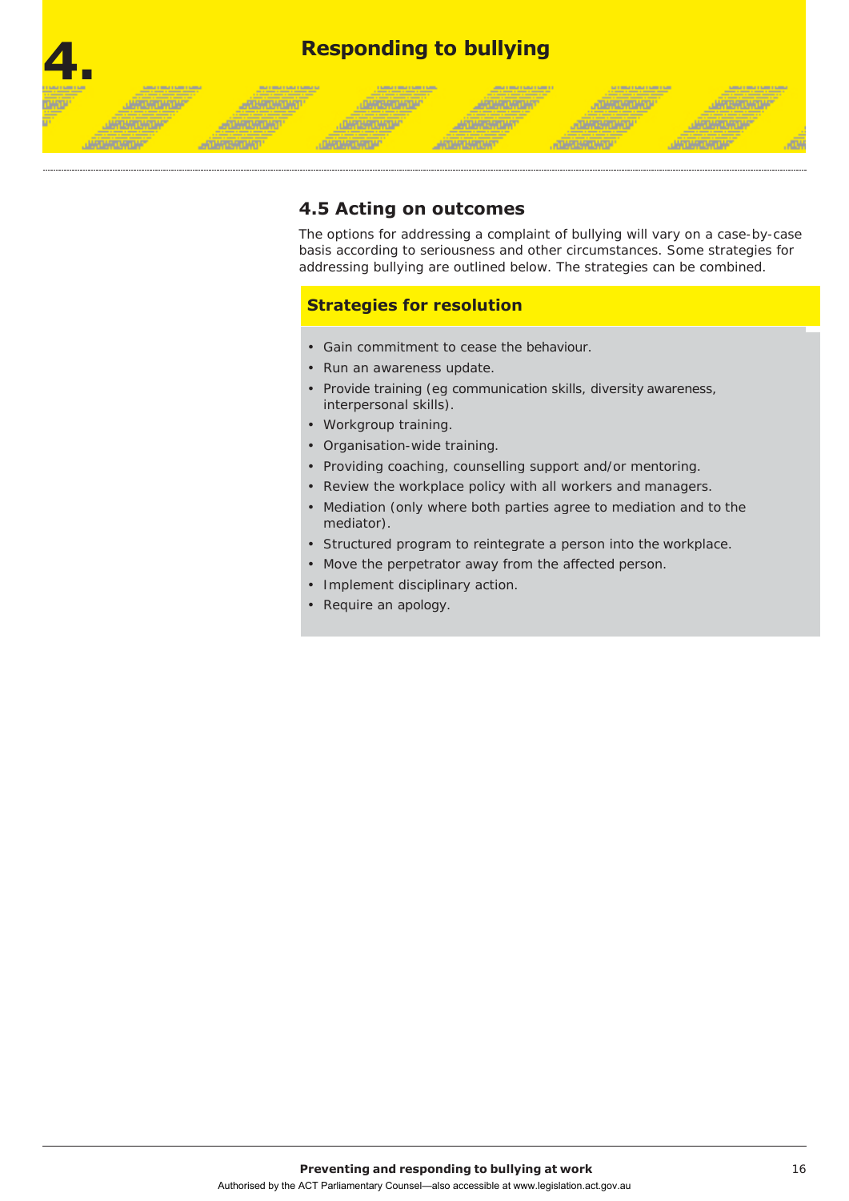# 4. Responding to bullying

## 4.5 Acting on outcomes

The options for addressing a complaint of bullying will vary on a case-by-case basis according to seriousness and other circumstances. Some strategies for addressing bullying are outlined below. The strategies can be combined.

### Strategies for resolution

- Gain commitment to cease the behaviour.
- Run an awareness update.
- Provide training (eg communication skills, diversity awareness, interpersonal skills).
- Workgroup training.
- Organisation-wide training.
- Providing coaching, counselling support and/or mentoring.
- Review the workplace policy with all workers and managers.
- Mediation (only where both parties agree to mediation and to the mediator).
- Structured program to reintegrate a person into the workplace.
- Move the perpetrator away from the affected person.
- Implement disciplinary action.
- Require an apology.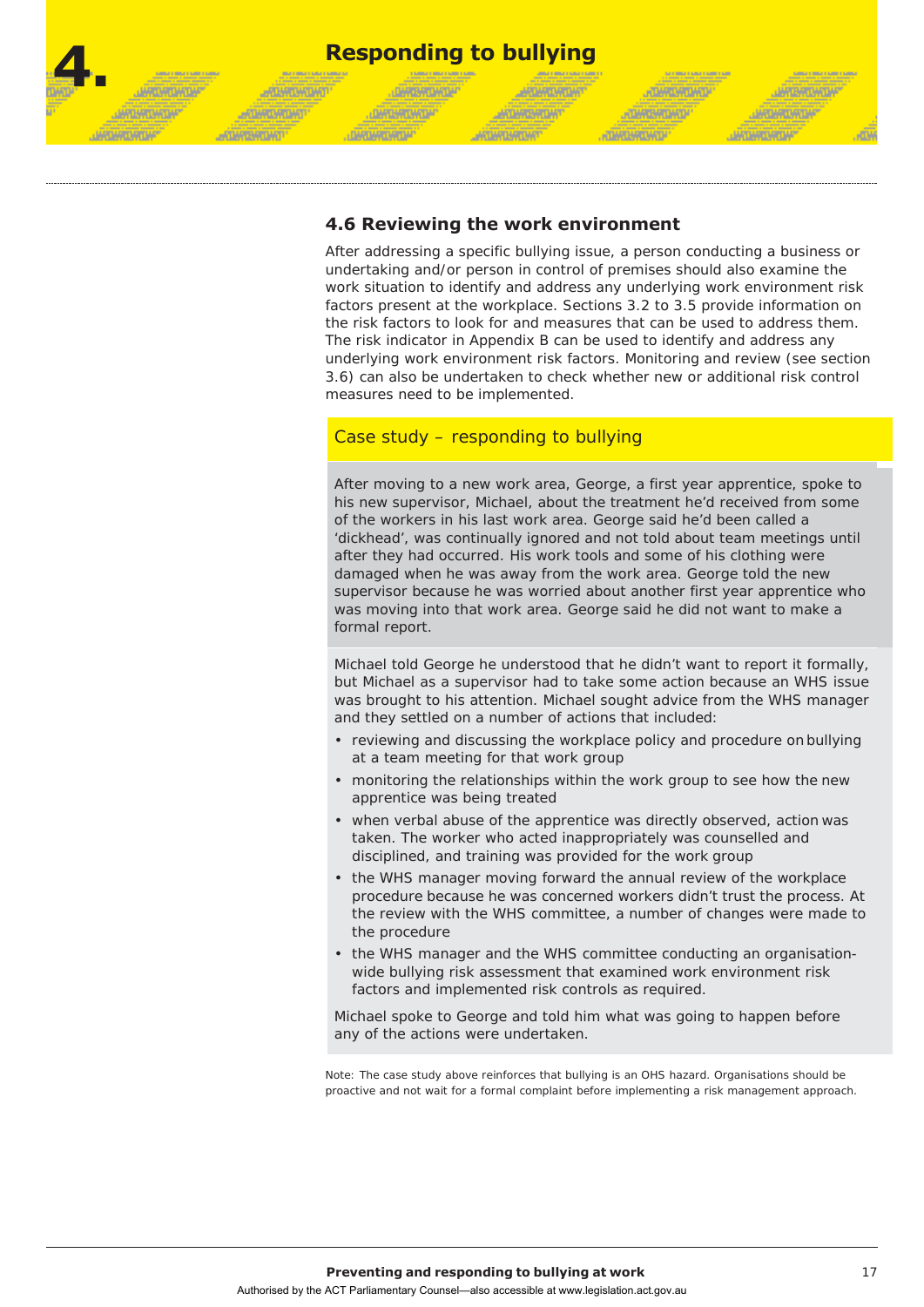# 4. Responding to bullying

### 4.6 Reviewing the work environment

After addressing a specific bullying issue, a person conducting a business or undertaking and/or person in control of premises should also examine the work situation to identify and address any underlying work environment risk factors present at the workplace. Sections 3.2 to 3.5 provide information on the risk factors to look for and measures that can be used to address them. The risk indicator in Appendix B can be used to identify and address any underlying work environment risk factors. Monitoring and review (see section 3.6) can also be undertaken to check whether new or additional risk control measures need to be implemented.

**Case study – responding to bullying**

After moving to a new work area, George, a first year apprentice, spoke to his new supervisor, Michael, about the treatment he'd received from some of the workers in his last work area. George said he'd been called a 'dickhead', was continually ignored and not told about team meetings until after they had occurred. His work tools and some of his clothing were damaged when he was away from the work area. George told the new supervisor because he was worried about another first year apprentice who was moving into that work area. George said he did not want to make a formal report.

Michael told George he understood that he didn't want to report it formally, but Michael as a supervisor had to take some action because an WHS issue was brought to his attention. Michael sought advice from the WHS manager and they settled on a number of actions that included:

- reviewing and discussing the workplace policy and procedure on bullying at a team meeting for that work group
- monitoring the relationships within the work group to see how the new apprentice was being treated
- when verbal abuse of the apprentice was directly observed, action was taken. The worker who acted inappropriately was counselled and disciplined, and training was provided for the work group
- the WHS manager moving forward the annual review of the workplace procedure because he was concerned workers didn't trust the process. At the review with the WHS committee, a number of changes were made to the procedure
- the WHS manager and the WHS committee conducting an organisation-wide bullying risk assessment that examined work environment risk factors and implemented risk controls as required.

Michael spoke to George and told him what was going to happen before any of the actions were undertaken.

Note: The case study above reinforces that bullying is an OHS hazard. Organisations should be proactive and not wait for a formal complaint before implementing a risk management approach.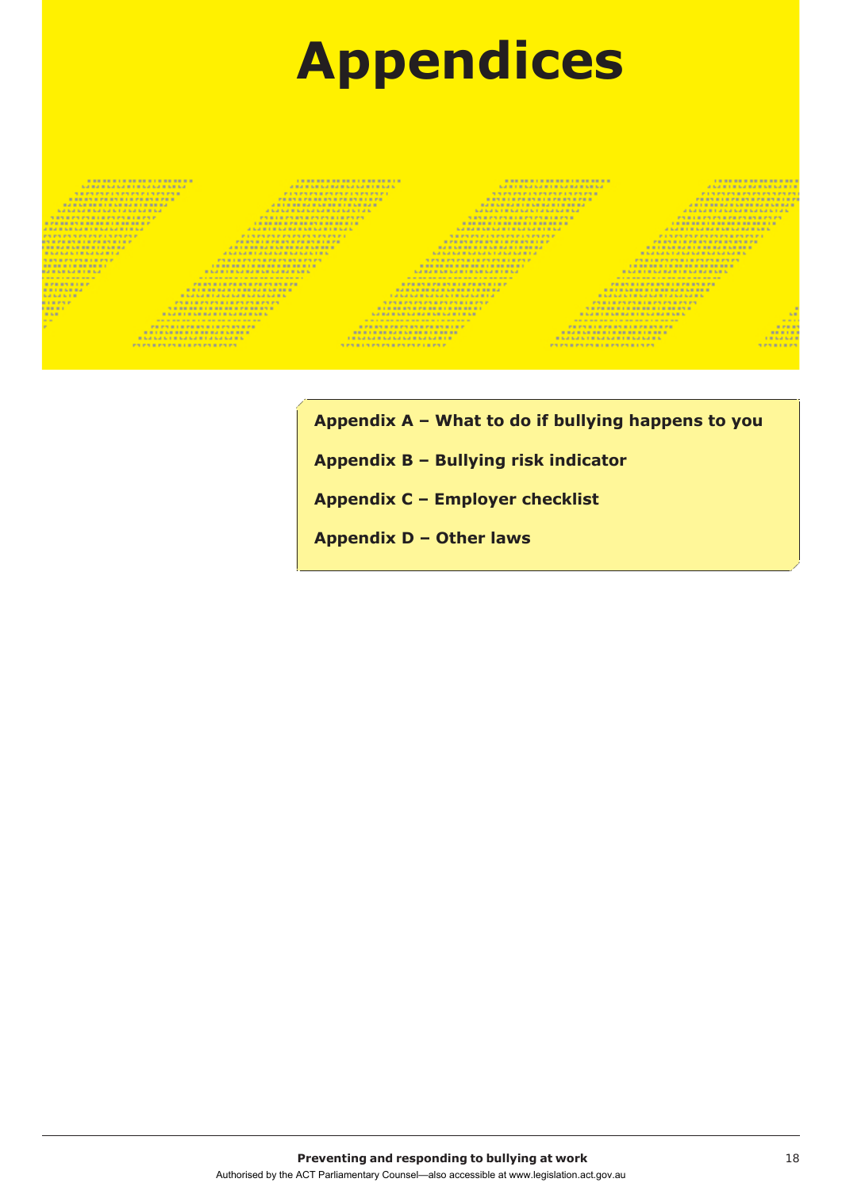# Appendices

**Appendix A – What to do if bullying happens to you**

**Appendix B – Bullying risk indicator**

**Appendix C – Employer checklist**

**Appendix D – Other laws**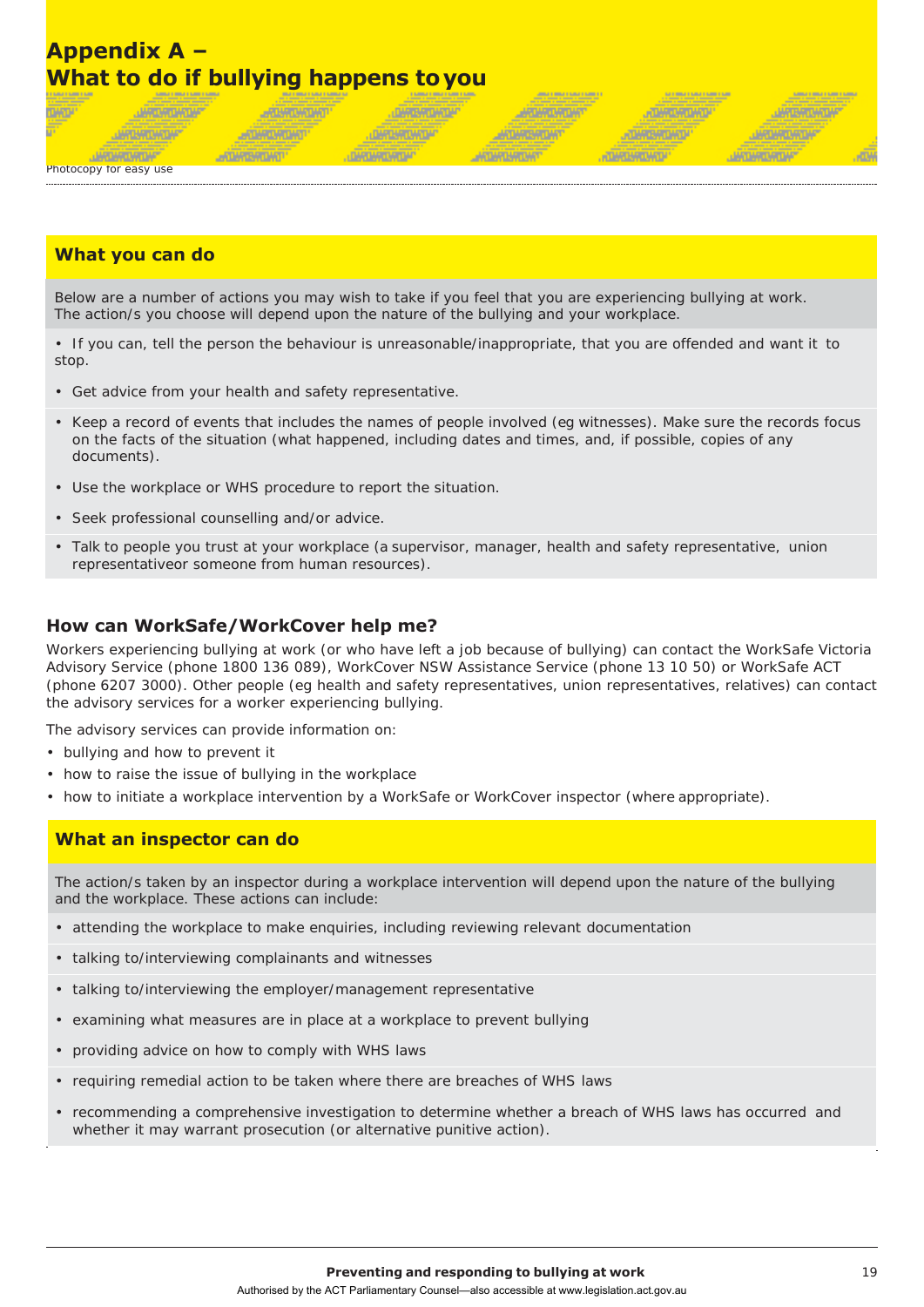# Appendix A – What to do if bullying happens to you

Photocopy for easy use

## What you can do

Below are a number of actions you may wish to take if you feel that you are experiencing bullying at work. The action/s you choose will depend upon the nature of the bullying and your workplace.

- If you can, tell the person the behaviour is unreasonable/inappropriate, that you are offended and want it to stop.
- Get advice from your health and safety representative.
- Keep a record of events that includes the names of people involved (eg witnesses). Make sure the records focus on the facts of the situation (what happened, including dates and times, and, if possible, copies of any documents).
- Use the workplace or WHS procedure to report the situation.
- Seek professional counselling and/or advice.
- Talk to people you trust at your workplace (a supervisor, manager, health and safety representative, union representativeor someone from human resources).

## How can WorkSafe/WorkCover help me?

Workers experiencing bullying at work (or who have left a job because of bullying) can contact the WorkSafe Victoria Advisory Service (phone 1800 136 089), WorkCover NSW Assistance Service (phone 13 10 50) or WorkSafe ACT (phone 6207 3000). Other people (eg health and safety representatives, union representatives, relatives) can contact the advisory services for a worker experiencing bullying.

The advisory services can provide information on:

- bullying and how to prevent it
- how to raise the issue of bullying in the workplace
- how to initiate a workplace intervention by a WorkSafe or WorkCover inspector (where appropriate).

## What an inspector can do

The action/s taken by an inspector during a workplace intervention will depend upon the nature of the bullying and the workplace. These actions can include:

- attending the workplace to make enquiries, including reviewing relevant documentation
- talking to/interviewing complainants and witnesses
- talking to/interviewing the employer/management representative
- examining what measures are in place at a workplace to prevent bullying
- providing advice on how to comply with WHS laws
- requiring remedial action to be taken where there are breaches of WHS laws
- recommending a comprehensive investigation to determine whether a breach of WHS laws has occurred and whether it may warrant prosecution (or alternative punitive action).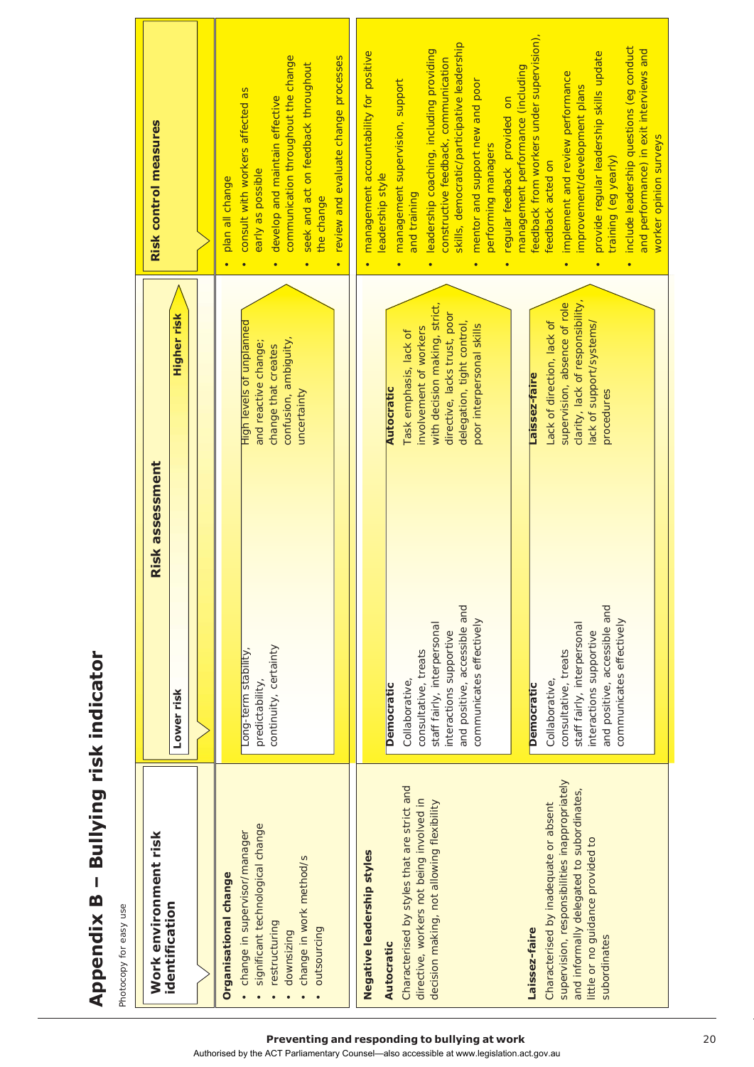# Appendix B – Bullying risk indicator

Photocopy for easy use

| Work environment risk identification | Risk assessment: Lower risk | Risk assessment: Higher risk | Risk control measures |
|---|---|---|---|
| **Organisational change**<br>• change in supervisor/manager<br>• significant technological change<br>• restructuring<br>• downsizing<br>• change in work method/s<br>• outsourcing | Long-term stability, predictability, continuity, certainty | High levels of unplanned and reactive change; change that creates confusion, ambiguity, uncertainty | • plan all change<br>• consult with workers affected as early as possible<br>• develop and maintain effective communication throughout the change<br>• seek and act on feedback throughout the change<br>• review and evaluate change processes |
| **Negative leadership styles**<br><br>**Autocratic**<br>Characterised by styles that are strict and directive, workers not being involved in decision making, not allowing flexibility | **Democratic**<br>Collaborative, consultative, treats staff fairly, interpersonal interactions supportive and positive, accessible and communicates effectively | **Autocratic**<br>Task emphasis, lack of involvement of workers with decision making, strict, directive, lacks trust, poor delegation, tight control, poor interpersonal skills | • management accountability for positive leadership style<br>• management supervision, support and training<br>• leadership coaching, including providing constructive feedback, communication skills, democratic/participative leadership<br>• mentor and support new and poor performing managers<br>• regular feedback provided on management performance (including feedback from workers under supervision), feedback acted on<br>• implement and review performance improvement/development plans<br>• provide regular leadership skills update training (eg yearly)<br>• include leadership questions (eg conduct and performance) in exit interviews and worker opinion surveys |
| **Laissez-faire**<br>Characterised by inadequate or absent supervision, responsibilities inappropriately and informally delegated to subordinates, little or no guidance provided to subordinates | **Democratic**<br>Collaborative, consultative, treats staff fairly, interpersonal interactions supportive and positive, accessible and communicates effectively | **Laissez-faire**<br>Lack of direction, lack of supervision, absence of role clarity, lack of responsibility, lack of support/systems/procedures | |

**Preventing and responding to bullying at work**

Authorised by the ACT Parliamentary Counsel—also accessible at www.legislation.act.gov.au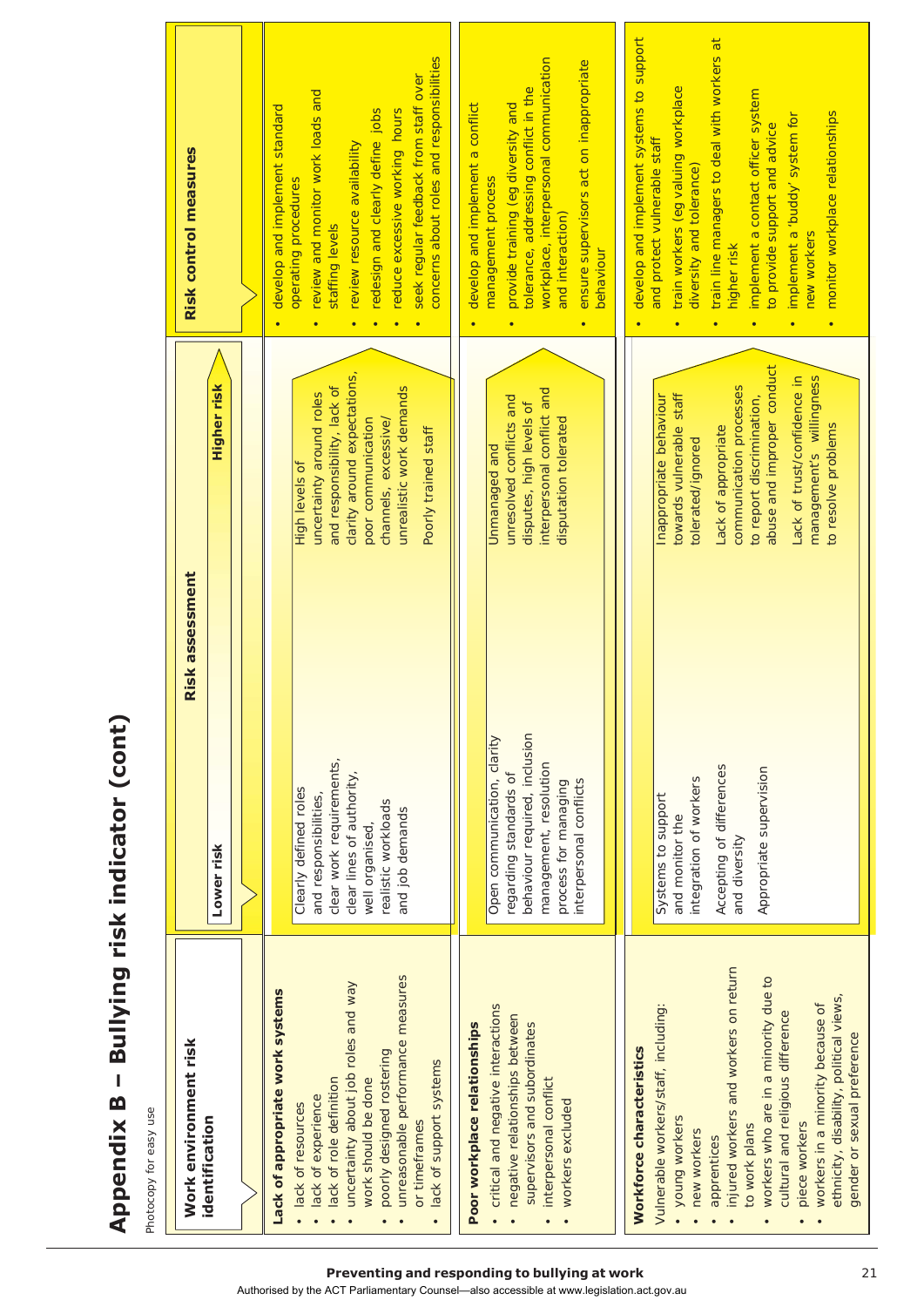# Appendix B – Bullying risk indicator (cont)

Photocopy for easy use

| Work environment risk identification | Risk assessment: Lower risk | Risk assessment: Higher risk | Risk control measures |
|---|---|---|---|
| **Lack of appropriate work systems**<br>• lack of resources<br>• lack of experience<br>• lack of role definition<br>• uncertainty about job roles and way work should be done<br>• poorly designed rostering<br>• unreasonable performance measures or timeframes<br>• lack of support systems | Clearly defined roles and responsibilities, clear work requirements, clear lines of authority, well organised, realistic workloads and job demands | High levels of uncertainty around roles and responsibility, lack of clarity around expectations, poor communication channels, excessive/unrealistic work demands<br><br>Poorly trained staff | • develop and implement standard operating procedures<br>• review and monitor work loads and staffing levels<br>• review resource availability<br>• redesign and clearly define jobs<br>• reduce excessive working hours<br>• seek regular feedback from staff over concerns about roles and responsibilities |
| **Poor workplace relationships**<br>• critical and negative interactions<br>• negative relationships between supervisors and subordinates<br>• interpersonal conflict<br>• workers excluded | Open communication, clarity regarding standards of behaviour required, inclusion management, resolution process for managing interpersonal conflicts | Unmanaged and unresolved conflicts and disputes, high levels of interpersonal conflict and disputation tolerated | • develop and implement a conflict management process<br>• provide training (eg diversity and tolerance, addressing conflict in the workplace, interpersonal communication and interaction)<br>• ensure supervisors act on inappropriate behaviour |
| **Workforce characteristics**<br>Vulnerable workers/staff, including:<br>• young workers<br>• new workers<br>• apprentices<br>• injured workers and workers on return to work plans<br>• workers who are in a minority due to cultural and religious difference<br>• piece workers<br>• workers in a minority because of ethnicity, disability, political views, gender or sexual preference | Systems to support and monitor the integration of workers<br><br>Accepting of differences and diversity<br><br>Appropriate supervision | Inappropriate behaviour towards vulnerable staff tolerated/ignored<br><br>Lack of appropriate communication processes to report discrimination, abuse and improper conduct<br><br>Lack of trust/confidence in management's willingness to resolve problems | • develop and implement systems to support and protect vulnerable staff<br>• train workers (eg valuing workplace diversity and tolerance)<br>• train line managers to deal with workers at higher risk<br>• implement a contact officer system to provide support and advice<br>• implement a 'buddy' system for new workers<br>• monitor workplace relationships |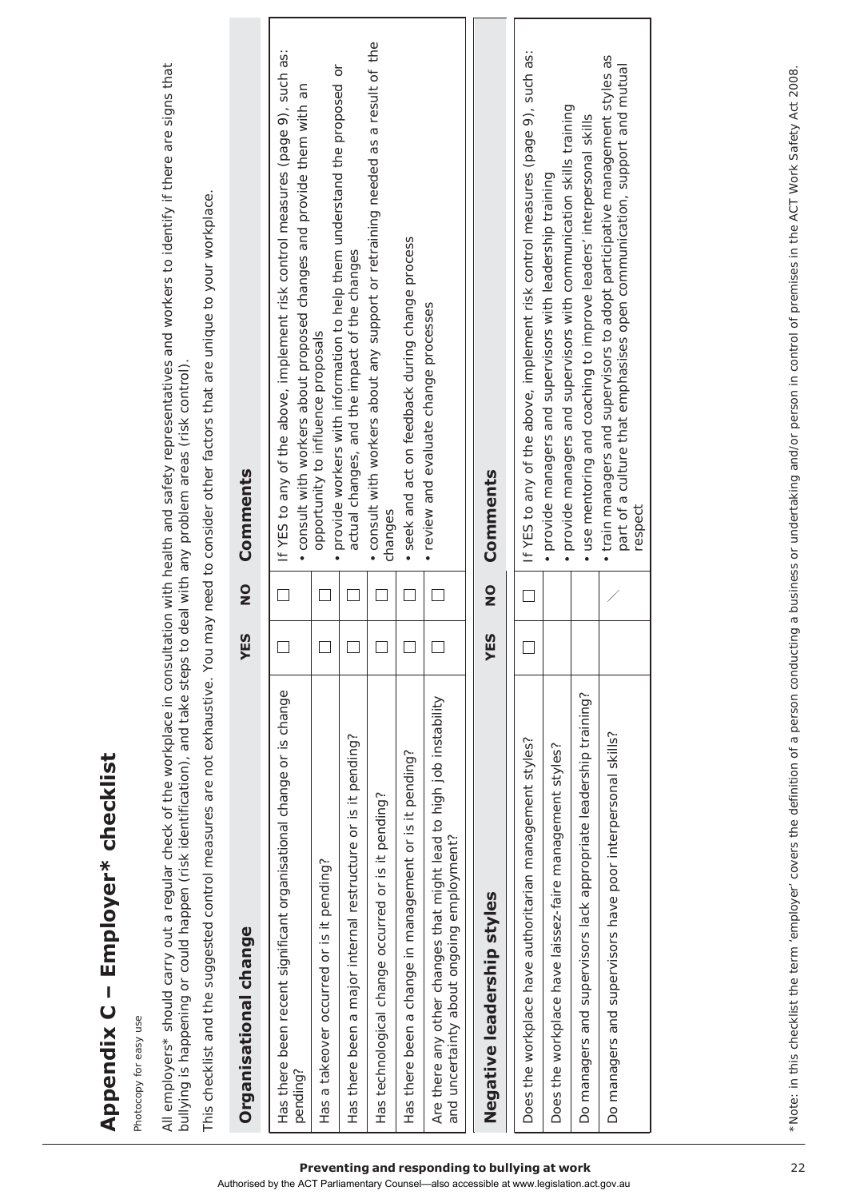# Appendix C – Employer* checklist

Photocopy for easy use

All employers* should carry out a regular check of the workplace in consultation with health and safety representatives and workers to identify if there are signs that bullying is happening or could happen (risk identification), and take steps to deal with any problem areas (risk control).

This checklist and the suggested control measures are not exhaustive. You may need to consider other factors that are unique to your workplace.

| Organisational change | YES | NO | Comments |
|---|---|---|---|
| Has there been recent significant organisational change or is change pending? | ☐ | ☐ | If YES to any of the above, implement risk control measures (page 9), such as: |
| Has a takeover occurred or is it pending? | ☐ | ☐ | • consult with workers about proposed changes and provide them with an opportunity to influence proposals |
| Has there been a major internal restructure or is it pending? | ☐ | ☐ | • provide workers with information to help them understand the proposed or actual changes, and the impact of the changes |
| Has technological change occurred or is it pending? | ☐ | ☐ | • consult with workers about any support or retraining needed as a result of the changes |
| Has there been a change in management or is it pending? | ☐ | ☐ | • seek and act on feedback during change process |
| Are there any other changes that might lead to high job instability and uncertainty about ongoing employment? | ☐ | ☐ | • review and evaluate change processes |

| Negative leadership styles | YES | NO | Comments |
|---|---|---|---|
| Does the workplace have authoritarian management styles? | ☐ | ☐ | If YES to any of the above, implement risk control measures (page 9), such as: |
| Does the workplace have laissez-faire management styles? | | | • provide managers and supervisors with leadership training |
| Do managers and supervisors lack appropriate leadership training? | | | • provide managers and supervisors with communication skills training |
| Do managers and supervisors have poor interpersonal skills? | | | • use mentoring and coaching to improve leaders' interpersonal skills |
| | | | • train managers and supervisors to adopt participative management styles as part of a culture that emphasises open communication, support and mutual respect |

*Note: in this checklist the term 'employer' covers the definition of a person conducting a business or undertaking and/or person in control of premises in the ACT Work Safety Act 2008.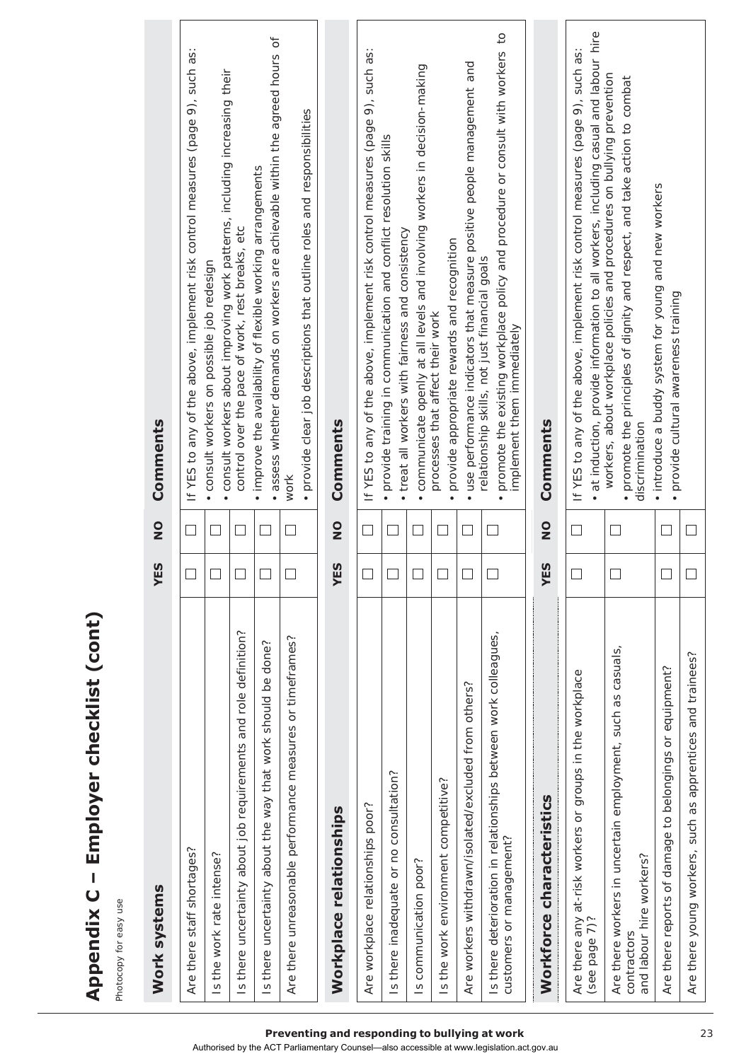# Appendix C – Employer checklist (cont)

Photocopy for easy use

| Work systems | YES | NO | Comments |
|---|---|---|---|
| Are there staff shortages? | ☐ | ☐ | If YES to any of the above, implement risk control measures (page 9), such as: |
| Is the work rate intense? | ☐ | ☐ | • consult workers on possible job redesign |
| Is there uncertainty about job requirements and role definition? | ☐ | ☐ | • consult workers about improving work patterns, including increasing their control over the pace of work, rest breaks, etc |
| Is there uncertainty about the way that work should be done? | ☐ | ☐ | • improve the availability of flexible working arrangements |
| Are there unreasonable performance measures or timeframes? | ☐ | ☐ | • assess whether demands on workers are achievable within the agreed hours of work |
| | | | • provide clear job descriptions that outline roles and responsibilities |

| Workplace relationships | YES | NO | Comments |
|---|---|---|---|
| Are workplace relationships poor? | ☐ | ☐ | If YES to any of the above, implement risk control measures (page 9), such as: |
| Is there inadequate or no consultation? | ☐ | ☐ | • provide training in communication and conflict resolution skills |
| Is communication poor? | ☐ | ☐ | • treat all workers with fairness and consistency |
| Is the work environment competitive? | ☐ | ☐ | • communicate openly at all levels and involving workers in decision-making processes that affect their work |
| Are workers withdrawn/isolated/excluded from others? | ☐ | ☐ | • provide appropriate rewards and recognition |
| Is there deterioration in relationships between work colleagues, customers or management? | ☐ | ☐ | • use performance indicators that measure positive people management and relationship skills, not just financial goals |
| | | | • promote the existing workplace policy and procedure or consult with workers to implement them immediately |

| Workforce characteristics | YES | NO | Comments |
|---|---|---|---|
| Are there any at-risk workers or groups in the workplace (see page 7)? | ☐ | ☐ | If YES to any of the above, implement risk control measures (page 9), such as: • at induction, provide information to all workers, including casual and labour hire workers, about workplace policies and procedures on bullying prevention |
| Are there workers in uncertain employment, such as casuals, contractors and labour hire workers? | ☐ | ☐ | • promote the principles of dignity and respect, and take action to combat discrimination |
| Are there reports of damage to belongings or equipment? | ☐ | ☐ | • introduce a buddy system for young and new workers |
| Are there young workers, such as apprentices and trainees? | ☐ | ☐ | • provide cultural awareness training |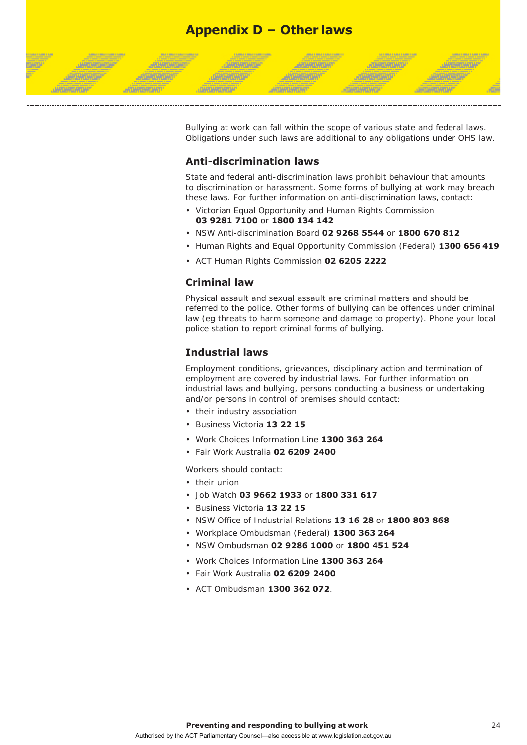# Appendix D – Other laws

Bullying at work can fall within the scope of various state and federal laws. Obligations under such laws are additional to any obligations under OHS law.

## Anti-discrimination laws

State and federal anti-discrimination laws prohibit behaviour that amounts to discrimination or harassment. Some forms of bullying at work may breach these laws. For further information on anti-discrimination laws, contact:

- Victorian Equal Opportunity and Human Rights Commission **03 9281 7100** or **1800 134 142**
- NSW Anti-discrimination Board **02 9268 5544** or **1800 670 812**
- Human Rights and Equal Opportunity Commission (Federal) **1300 656 419**
- ACT Human Rights Commission **02 6205 2222**

## Criminal law

Physical assault and sexual assault are criminal matters and should be referred to the police. Other forms of bullying can be offences under criminal law (eg threats to harm someone and damage to property). Phone your local police station to report criminal forms of bullying.

## Industrial laws

Employment conditions, grievances, disciplinary action and termination of employment are covered by industrial laws. For further information on industrial laws and bullying, persons conducting a business or undertaking and/or persons in control of premises should contact:

- their industry association
- Business Victoria **13 22 15**
- Work Choices Information Line **1300 363 264**
- Fair Work Australia **02 6209 2400**

Workers should contact:

- their union
- Job Watch **03 9662 1933** or **1800 331 617**
- Business Victoria **13 22 15**
- NSW Office of Industrial Relations **13 16 28** or **1800 803 868**
- Workplace Ombudsman (Federal) **1300 363 264**
- NSW Ombudsman **02 9286 1000** or **1800 451 524**
- Work Choices Information Line **1300 363 264**
- Fair Work Australia **02 6209 2400**
- ACT Ombudsman **1300 362 072**.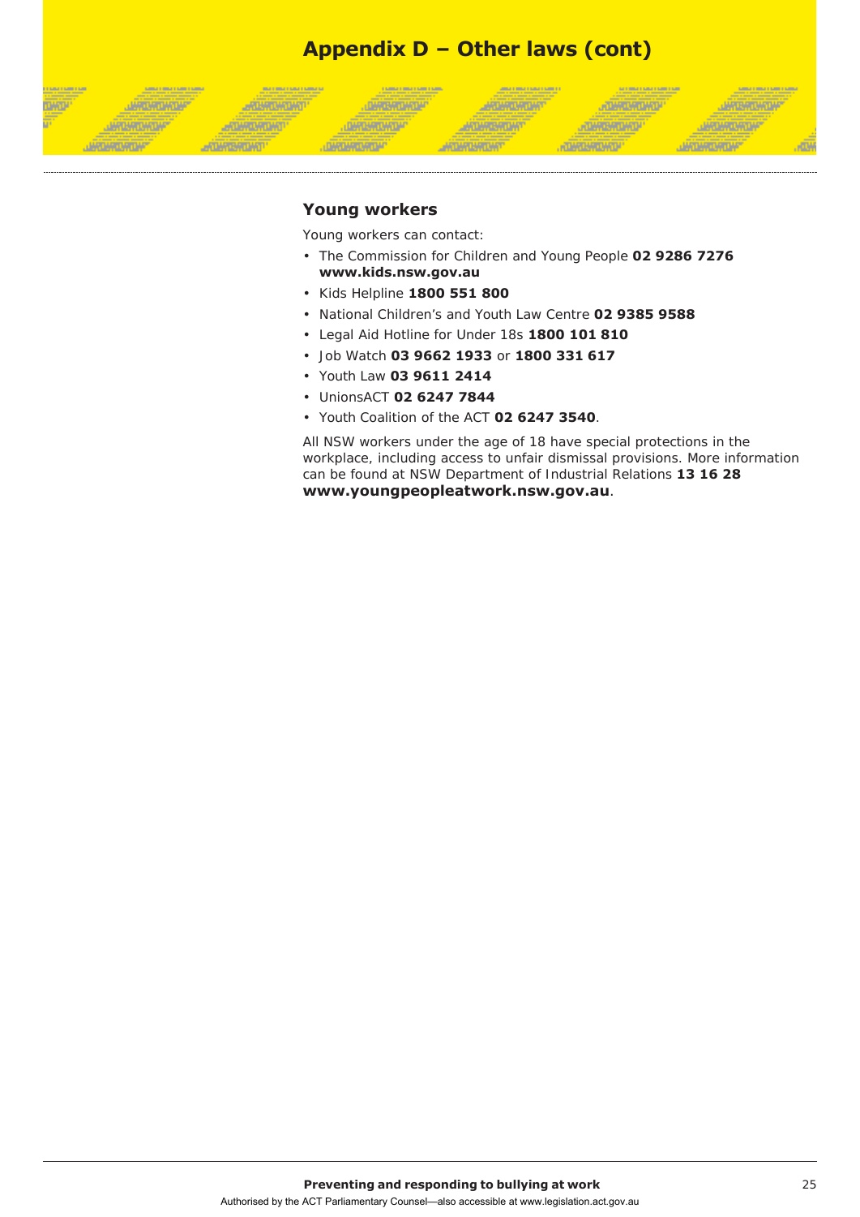# Appendix D – Other laws (cont)

## Young workers

Young workers can contact:

- The Commission for Children and Young People **02 9286 7276 www.kids.nsw.gov.au**
- Kids Helpline **1800 551 800**
- National Children's and Youth Law Centre **02 9385 9588**
- Legal Aid Hotline for Under 18s **1800 101 810**
- Job Watch **03 9662 1933** or **1800 331 617**
- Youth Law **03 9611 2414**
- UnionsACT **02 6247 7844**
- Youth Coalition of the ACT **02 6247 3540**.

All NSW workers under the age of 18 have special protections in the workplace, including access to unfair dismissal provisions. More information can be found at NSW Department of Industrial Relations **13 16 28 www.youngpeopleatwork.nsw.gov.au**.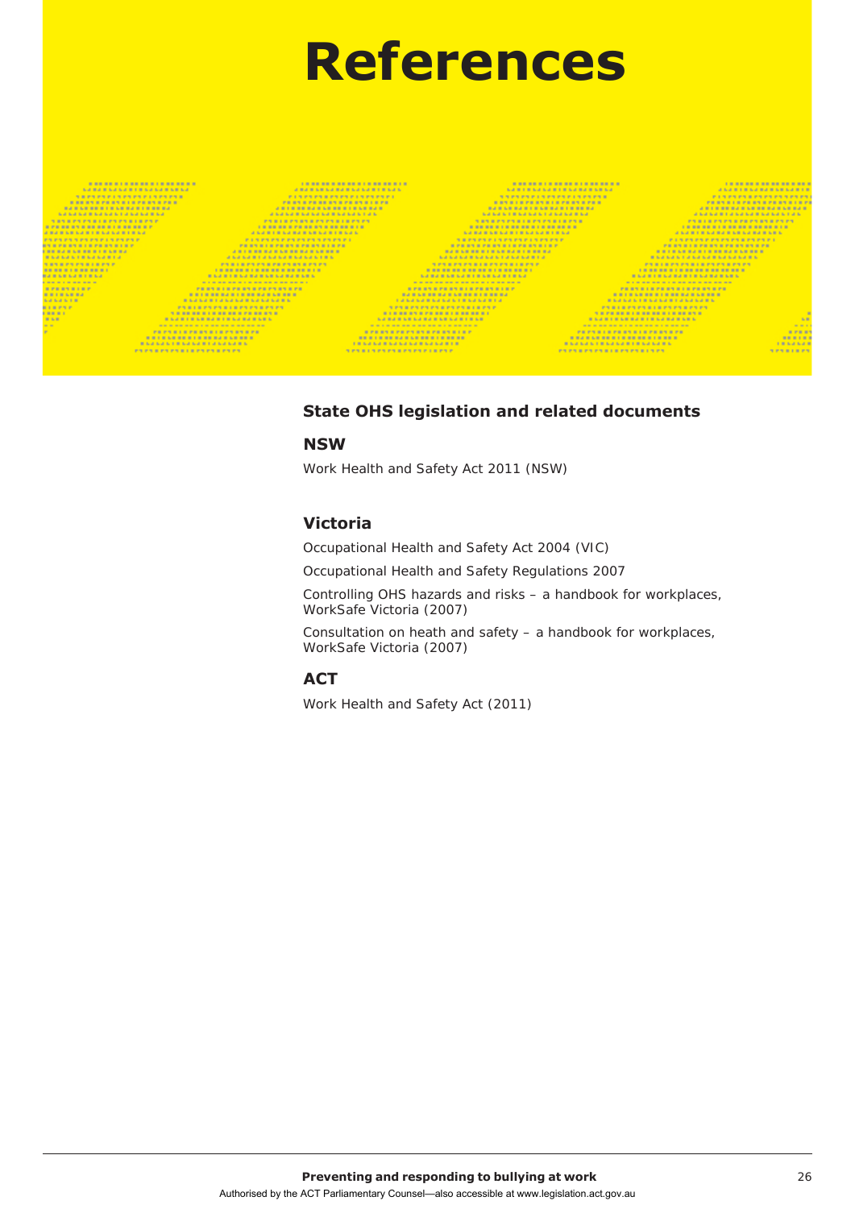# References

## State OHS legislation and related documents

### NSW

Work Health and Safety Act 2011 (NSW)

### Victoria

Occupational Health and Safety Act 2004 (VIC)

Occupational Health and Safety Regulations 2007

Controlling OHS hazards and risks – a handbook for workplaces, WorkSafe Victoria (2007)

Consultation on heath and safety – a handbook for workplaces, WorkSafe Victoria (2007)

### ACT

Work Health and Safety Act (2011)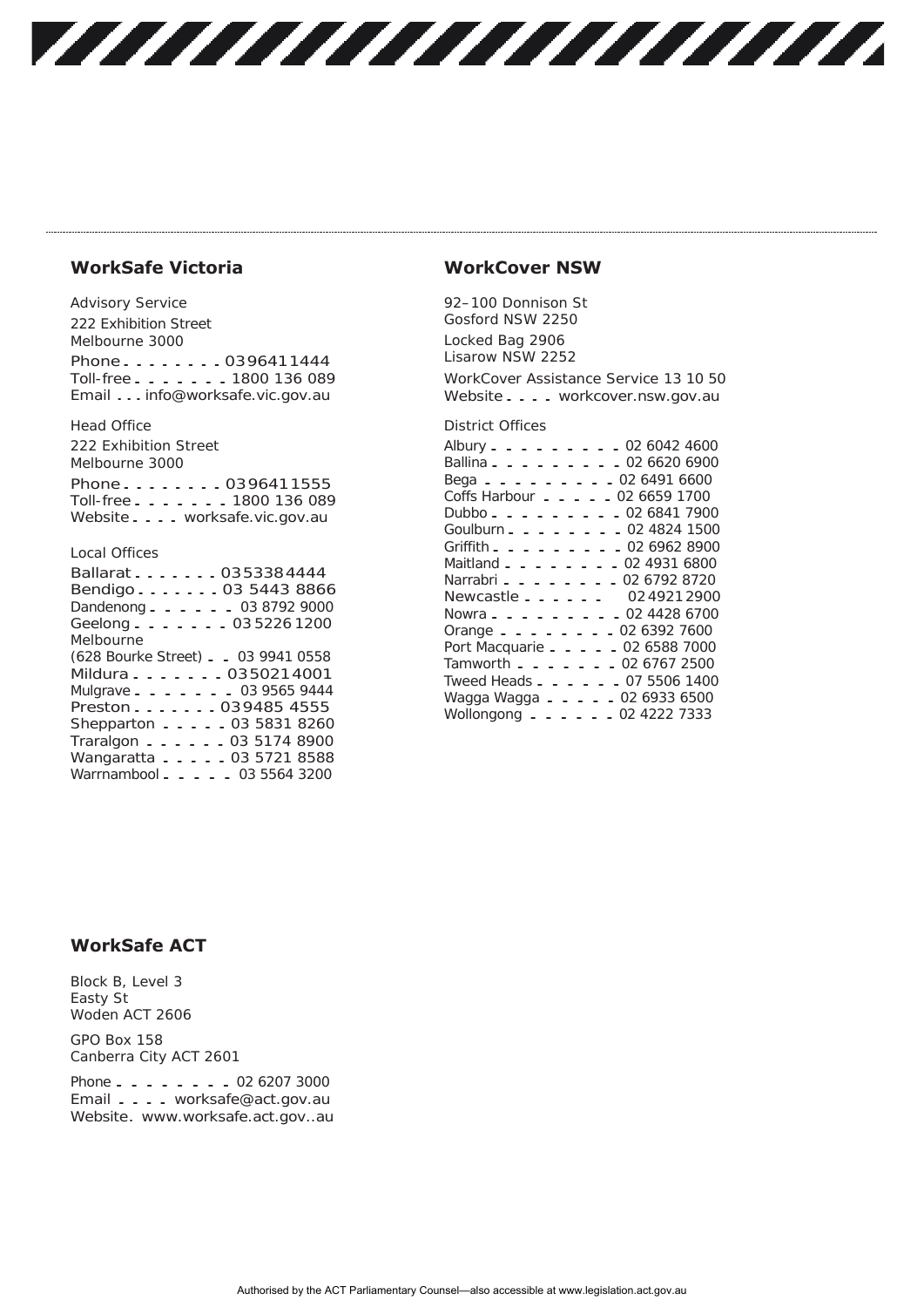## WorkSafe Victoria

Advisory Service

222 Exhibition Street
Melbourne 3000

Phone . . . . . . . . 0396411444
Toll-free . . . . . . . 1800 136 089
Email . . . info@worksafe.vic.gov.au

Head Office

222 Exhibition Street
Melbourne 3000

Phone . . . . . . . . 0396411555
Toll-free . . . . . . . 1800 136 089
Website . . . . worksafe.vic.gov.au

Local Offices

Ballarat . . . . . . . 0353384444
Bendigo . . . . . . . 03 5443 8866
Dandenong . . . . . . 03 8792 9000
Geelong . . . . . . . 03 5226 1200
Melbourne
(628 Bourke Street) . . 03 9941 0558
Mildura . . . . . . . 0350214001
Mulgrave . . . . . . . 03 9565 9444
Preston . . . . . . . 039485 4555
Shepparton . . . . . 03 5831 8260
Traralgon . . . . . . 03 5174 8900
Wangaratta . . . . . 03 5721 8588
Warrnambool . . . . . 03 5564 3200

## WorkCover NSW

92–100 Donnison St
Gosford NSW 2250

Locked Bag 2906
Lisarow NSW 2252

WorkCover Assistance Service 13 10 50
Website . . . . workcover.nsw.gov.au

District Offices

Albury . . . . . . . . . 02 6042 4600
Ballina . . . . . . . . . 02 6620 6900
Bega . . . . . . . . . 02 6491 6600
Coffs Harbour . . . . . 02 6659 1700
Dubbo . . . . . . . . . 02 6841 7900
Goulburn . . . . . . . . 02 4824 1500
Griffith . . . . . . . . . 02 6962 8900
Maitland . . . . . . . . 02 4931 6800
Narrabri . . . . . . . . 02 6792 8720
Newcastle . . . . . . 02 4921 2900
Nowra . . . . . . . . . 02 4428 6700
Orange . . . . . . . . 02 6392 7600
Port Macquarie . . . . . 02 6588 7000
Tamworth . . . . . . . 02 6767 2500
Tweed Heads . . . . . . 07 5506 1400
Wagga Wagga . . . . . 02 6933 6500
Wollongong . . . . . . 02 4222 7333

## WorkSafe ACT

Block B, Level 3
Easty St
Woden ACT 2606

GPO Box 158
Canberra City ACT 2601

Phone . . . . . . . . 02 6207 3000
Email . . . . worksafe@act.gov.au
Website. www.worksafe.act.gov..au